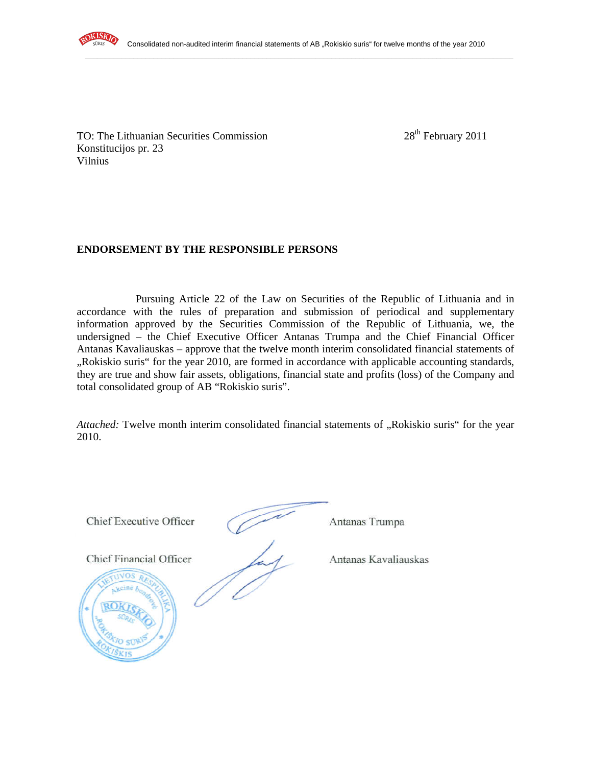TO: The Lithuanian Securities Commission
Konstitucijos pr. 23
Vilnius

28th February 2011

**ENDORSEMENT BY THE RESPONSIBLE PERSONS**

Pursuing Article 22 of the Law on Securities of the Republic of Lithuania and in accordance with the rules of preparation and submission of periodical and supplementary information approved by the Securities Commission of the Republic of Lithuania, we, the undersigned – the Chief Executive Officer Antanas Trumpa and the Chief Financial Officer Antanas Kavaliauskas – approve that the twelve month interim consolidated financial statements of „Rokiskio suris“ for the year 2010, are formed in accordance with applicable accounting standards, they are true and show fair assets, obligations, financial state and profits (loss) of the Company and total consolidated group of AB “Rokiskio suris”.

*Attached:* Twelve month interim consolidated financial statements of „Rokiskio suris“ for the year 2010.

Chief Executive Officer Antanas Trumpa

Chief Financial Officer Antanas Kavaliauskas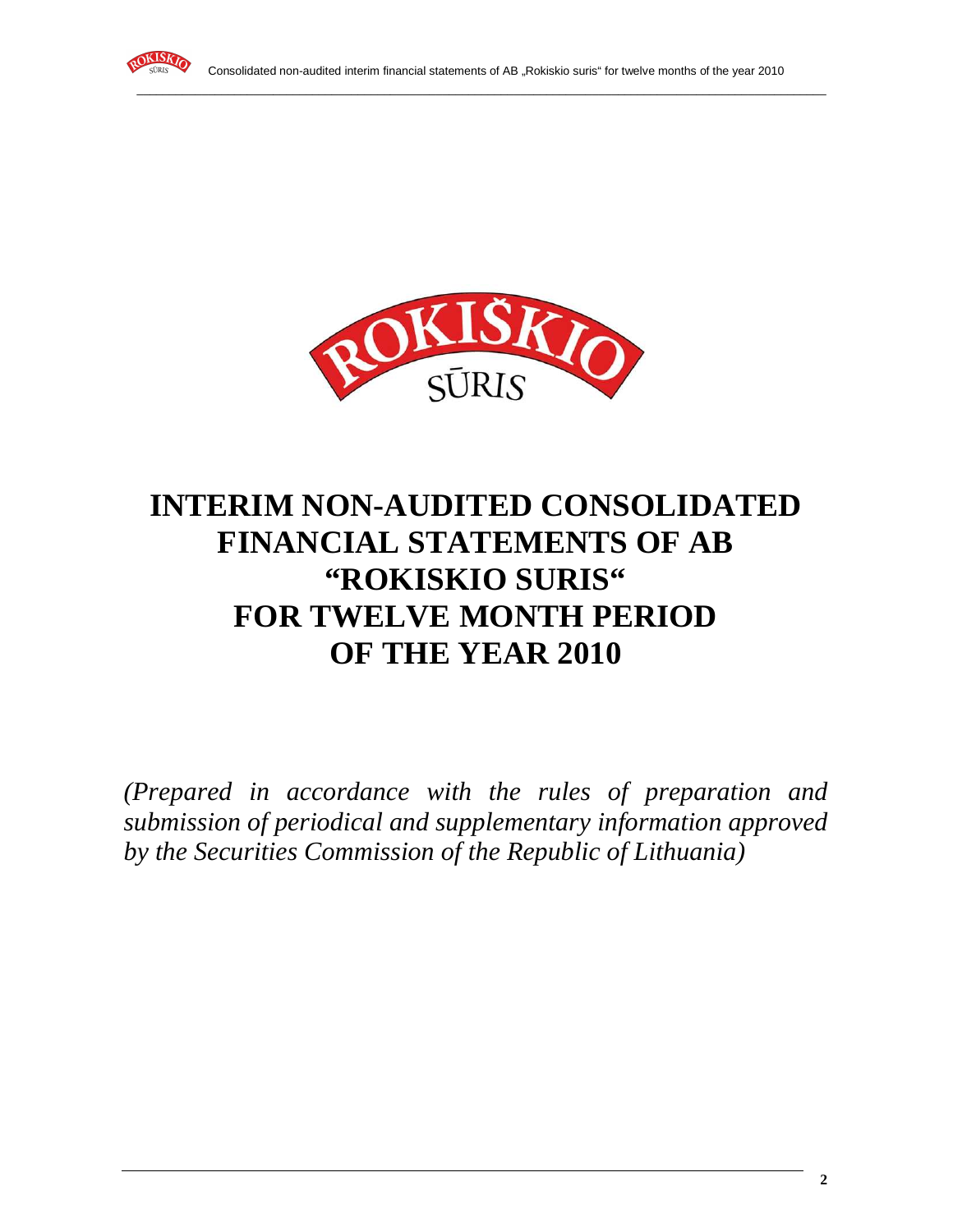# INTERIM NON-AUDITED CONSOLIDATED FINANCIAL STATEMENTS OF AB "ROKISKIO SURIS" FOR TWELVE MONTH PERIOD OF THE YEAR 2010

*(Prepared in accordance with the rules of preparation and submission of periodical and supplementary information approved by the Securities Commission of the Republic of Lithuania)*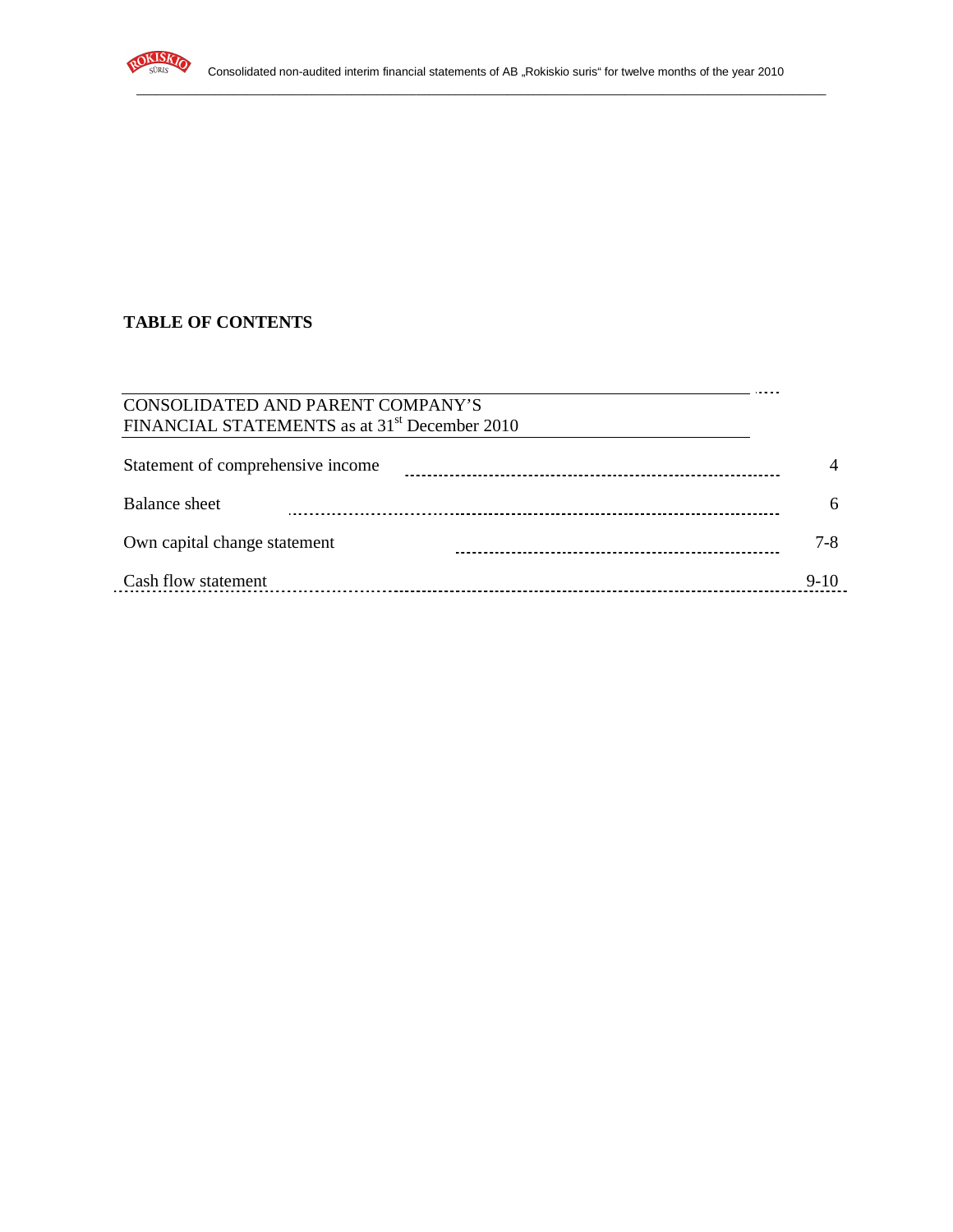# TABLE OF CONTENTS

CONSOLIDATED AND PARENT COMPANY'S FINANCIAL STATEMENTS as at 31st December 2010

| | |
|---|---|
| Statement of comprehensive income | 4 |
| Balance sheet | 6 |
| Own capital change statement | 7-8 |
| Cash flow statement | 9-10 |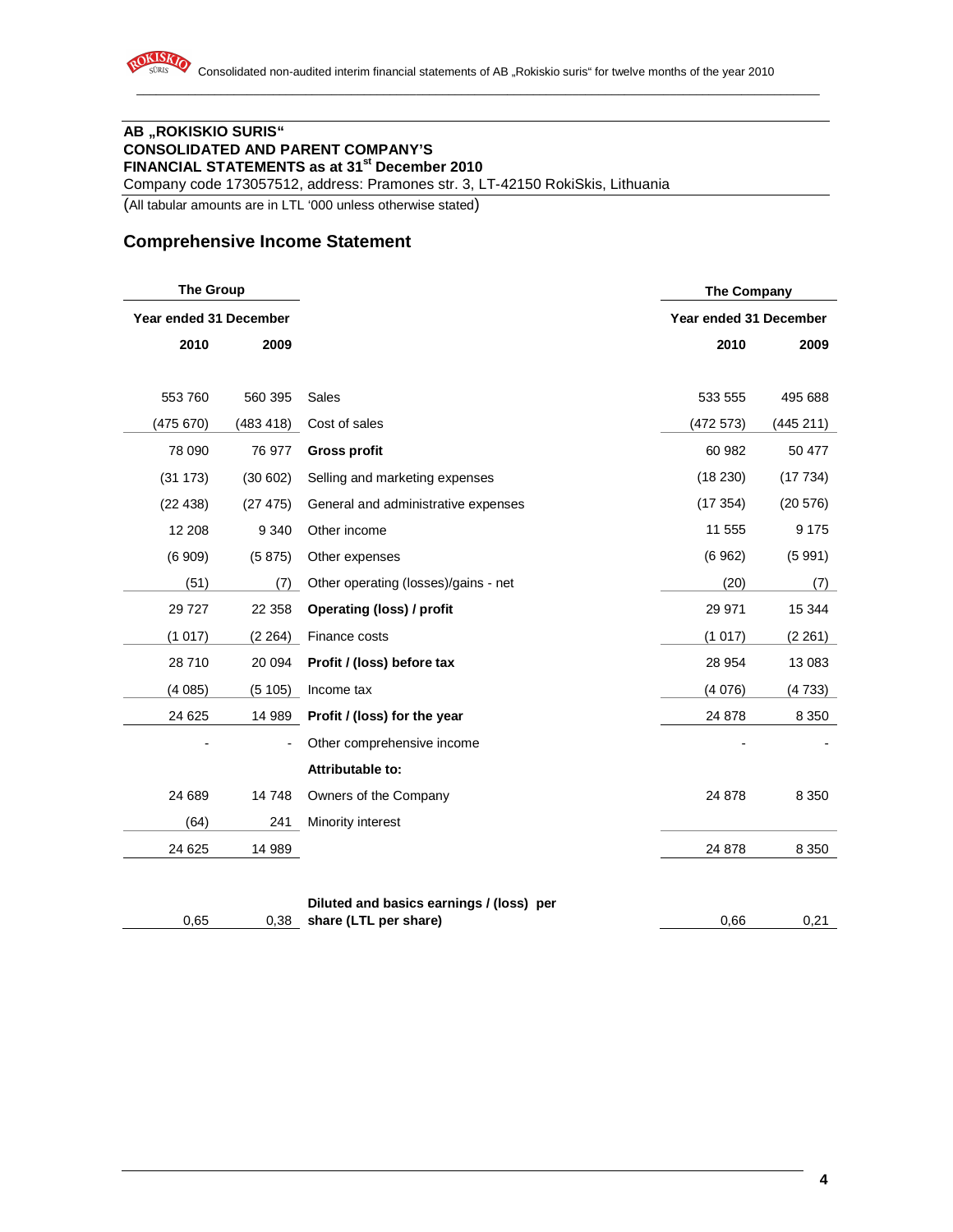**AB „ROKISKIO SURIS"**
**CONSOLIDATED AND PARENT COMPANY'S**
**FINANCIAL STATEMENTS as at 31st December 2010**
Company code 173057512, address: Pramones str. 3, LT-42150 RokiSkis, Lithuania

(All tabular amounts are in LTL '000 unless otherwise stated)

## Comprehensive Income Statement

| The Group | | | The Company | |
|---|---|---|---|---|
| Year ended 31 December | | | Year ended 31 December | |
| 2010 | 2009 | | 2010 | 2009 |
| 553 760 | 560 395 | Sales | 533 555 | 495 688 |
| (475 670) | (483 418) | Cost of sales | (472 573) | (445 211) |
| 78 090 | 76 977 | **Gross profit** | 60 982 | 50 477 |
| (31 173) | (30 602) | Selling and marketing expenses | (18 230) | (17 734) |
| (22 438) | (27 475) | General and administrative expenses | (17 354) | (20 576) |
| 12 208 | 9 340 | Other income | 11 555 | 9 175 |
| (6 909) | (5 875) | Other expenses | (6 962) | (5 991) |
| (51) | (7) | Other operating (losses)/gains - net | (20) | (7) |
| 29 727 | 22 358 | **Operating (loss) / profit** | 29 971 | 15 344 |
| (1 017) | (2 264) | Finance costs | (1 017) | (2 261) |
| 28 710 | 20 094 | **Profit / (loss) before tax** | 28 954 | 13 083 |
| (4 085) | (5 105) | Income tax | (4 076) | (4 733) |
| 24 625 | 14 989 | **Profit / (loss) for the year** | 24 878 | 8 350 |
| - | - | Other comprehensive income | - | - |
| | | **Attributable to:** | | |
| 24 689 | 14 748 | Owners of the Company | 24 878 | 8 350 |
| (64) | 241 | Minority interest | | |
| 24 625 | 14 989 | | 24 878 | 8 350 |
| 0,65 | 0,38 | **Diluted and basics earnings / (loss) per share (LTL per share)** | 0,66 | 0,21 |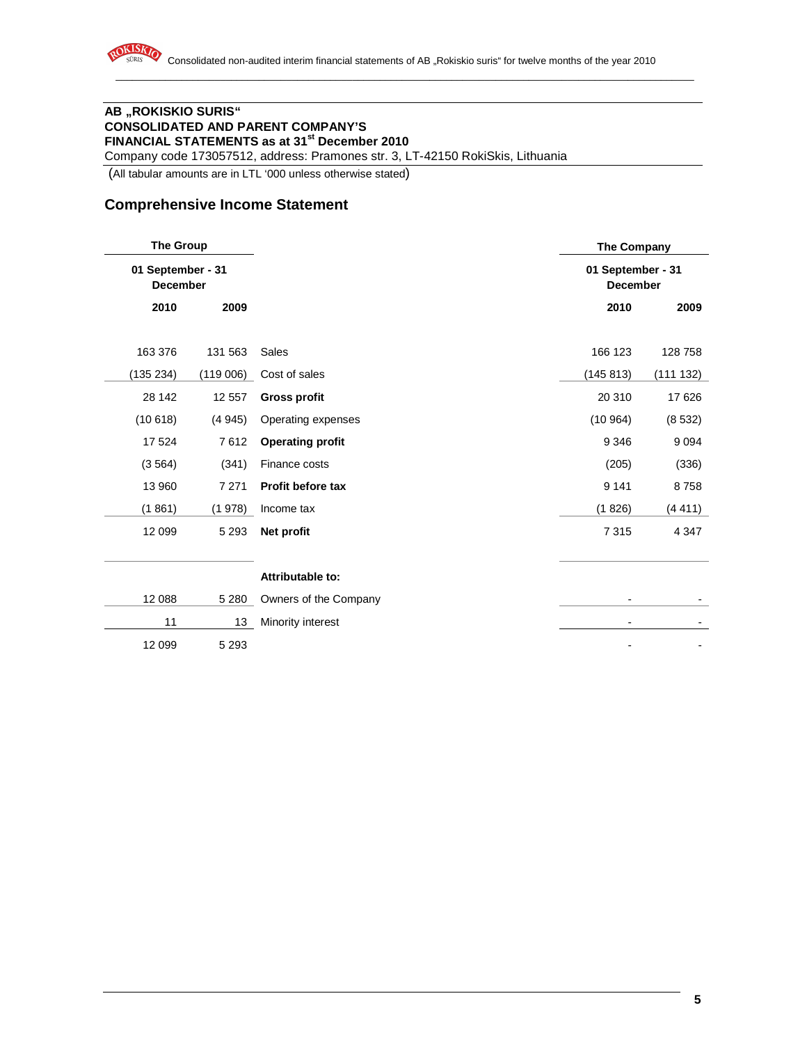**AB „ROKISKIO SURIS“**
**CONSOLIDATED AND PARENT COMPANY'S**
**FINANCIAL STATEMENTS as at 31st December 2010**
Company code 173057512, address: Pramones str. 3, LT-42150 RokiSkis, Lithuania

(All tabular amounts are in LTL '000 unless otherwise stated)

## Comprehensive Income Statement

| The Group | | | The Company | |
|---|---|---|---|---|
| 01 September - 31 December | | | 01 September - 31 December | |
| 2010 | 2009 | | 2010 | 2009 |
| 163 376 | 131 563 | Sales | 166 123 | 128 758 |
| (135 234) | (119 006) | Cost of sales | (145 813) | (111 132) |
| 28 142 | 12 557 | **Gross profit** | 20 310 | 17 626 |
| (10 618) | (4 945) | Operating expenses | (10 964) | (8 532) |
| 17 524 | 7 612 | **Operating profit** | 9 346 | 9 094 |
| (3 564) | (341) | Finance costs | (205) | (336) |
| 13 960 | 7 271 | **Profit before tax** | 9 141 | 8 758 |
| (1 861) | (1 978) | Income tax | (1 826) | (4 411) |
| 12 099 | 5 293 | **Net profit** | 7 315 | 4 347 |
| | | **Attributable to:** | | |
| 12 088 | 5 280 | Owners of the Company | - | - |
| 11 | 13 | Minority interest | - | - |
| 12 099 | 5 293 | | - | - |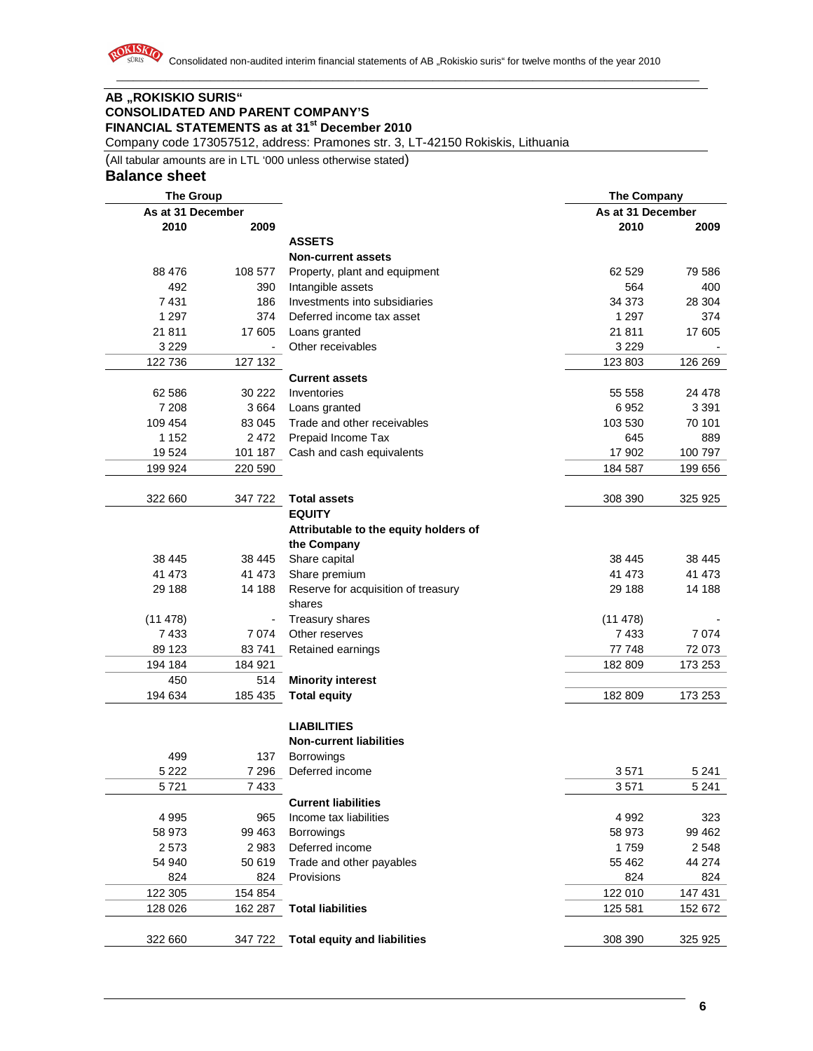**AB „ROKISKIO SURIS“**
**CONSOLIDATED AND PARENT COMPANY'S**
**FINANCIAL STATEMENTS as at 31st December 2010**

Company code 173057512, address: Pramones str. 3, LT-42150 Rokiskis, Lithuania

(All tabular amounts are in LTL '000 unless otherwise stated)

## Balance sheet

| The Group | | | The Company | |
|---|---|---|---|---|
| As at 31 December | | | As at 31 December | |
| 2010 | 2009 | | 2010 | 2009 |
| | | **ASSETS** | | |
| | | **Non-current assets** | | |
| 88 476 | 108 577 | Property, plant and equipment | 62 529 | 79 586 |
| 492 | 390 | Intangible assets | 564 | 400 |
| 7 431 | 186 | Investments into subsidiaries | 34 373 | 28 304 |
| 1 297 | 374 | Deferred income tax asset | 1 297 | 374 |
| 21 811 | 17 605 | Loans granted | 21 811 | 17 605 |
| 3 229 | - | Other receivables | 3 229 | - |
| 122 736 | 127 132 | | 123 803 | 126 269 |
| | | **Current assets** | | |
| 62 586 | 30 222 | Inventories | 55 558 | 24 478 |
| 7 208 | 3 664 | Loans granted | 6 952 | 3 391 |
| 109 454 | 83 045 | Trade and other receivables | 103 530 | 70 101 |
| 1 152 | 2 472 | Prepaid Income Tax | 645 | 889 |
| 19 524 | 101 187 | Cash and cash equivalents | 17 902 | 100 797 |
| 199 924 | 220 590 | | 184 587 | 199 656 |
| 322 660 | 347 722 | **Total assets** | 308 390 | 325 925 |
| | | **EQUITY** | | |
| | | **Attributable to the equity holders of the Company** | | |
| 38 445 | 38 445 | Share capital | 38 445 | 38 445 |
| 41 473 | 41 473 | Share premium | 41 473 | 41 473 |
| 29 188 | 14 188 | Reserve for acquisition of treasury shares | 29 188 | 14 188 |
| (11 478) | - | Treasury shares | (11 478) | - |
| 7 433 | 7 074 | Other reserves | 7 433 | 7 074 |
| 89 123 | 83 741 | Retained earnings | 77 748 | 72 073 |
| 194 184 | 184 921 | | 182 809 | 173 253 |
| 450 | 514 | **Minority interest** | | |
| 194 634 | 185 435 | **Total equity** | 182 809 | 173 253 |
| | | **LIABILITIES** | | |
| | | **Non-current liabilities** | | |
| 499 | 137 | Borrowings | | |
| 5 222 | 7 296 | Deferred income | 3 571 | 5 241 |
| 5 721 | 7 433 | | 3 571 | 5 241 |
| | | **Current liabilities** | | |
| 4 995 | 965 | Income tax liabilities | 4 992 | 323 |
| 58 973 | 99 463 | Borrowings | 58 973 | 99 462 |
| 2 573 | 2 983 | Deferred income | 1 759 | 2 548 |
| 54 940 | 50 619 | Trade and other payables | 55 462 | 44 274 |
| 824 | 824 | Provisions | 824 | 824 |
| 122 305 | 154 854 | | 122 010 | 147 431 |
| 128 026 | 162 287 | **Total liabilities** | 125 581 | 152 672 |
| 322 660 | 347 722 | **Total equity and liabilities** | 308 390 | 325 925 |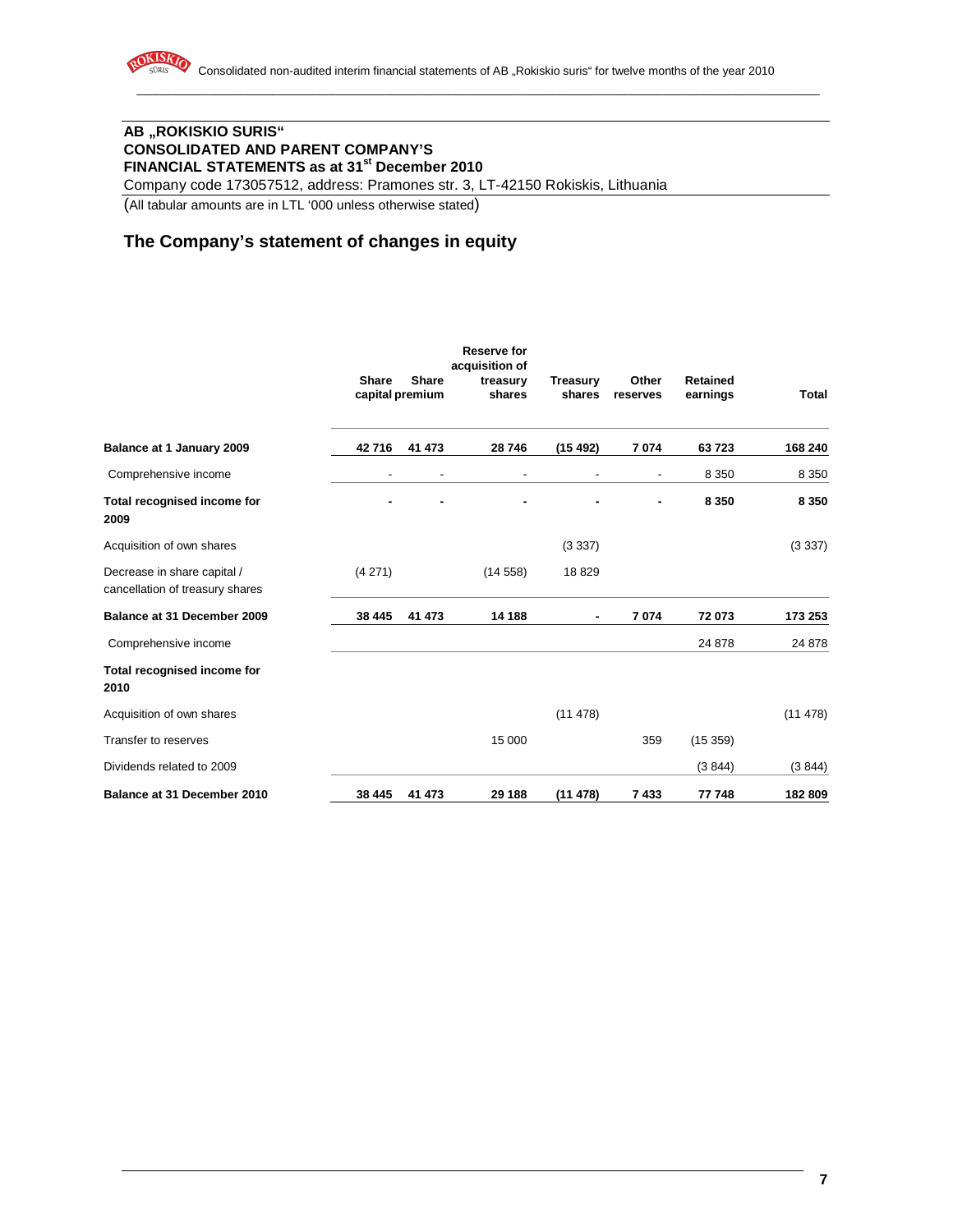**AB „ROKISKIO SURIS“**
**CONSOLIDATED AND PARENT COMPANY'S**
**FINANCIAL STATEMENTS as at 31st December 2010**
Company code 173057512, address: Pramones str. 3, LT-42150 Rokiskis, Lithuania
(All tabular amounts are in LTL '000 unless otherwise stated)

## The Company's statement of changes in equity

| | Share capital | Share premium | Reserve for acquisition of treasury shares | Treasury shares | Other reserves | Retained earnings | Total |
|---|---|---|---|---|---|---|---|
| **Balance at 1 January 2009** | **42 716** | **41 473** | **28 746** | **(15 492)** | **7 074** | **63 723** | **168 240** |
| Comprehensive income | - | - | - | - | - | 8 350 | 8 350 |
| **Total recognised income for 2009** | **-** | **-** | **-** | **-** | **-** | **8 350** | **8 350** |
| Acquisition of own shares | | | | (3 337) | | | (3 337) |
| Decrease in share capital / cancellation of treasury shares | (4 271) | | (14 558) | 18 829 | | | |
| **Balance at 31 December 2009** | **38 445** | **41 473** | **14 188** | **-** | **7 074** | **72 073** | **173 253** |
| Comprehensive income | | | | | | 24 878 | 24 878 |
| **Total recognised income for 2010** | | | | | | | |
| Acquisition of own shares | | | | (11 478) | | | (11 478) |
| Transfer to reserves | | | 15 000 | | 359 | (15 359) | |
| Dividends related to 2009 | | | | | | (3 844) | (3 844) |
| **Balance at 31 December 2010** | **38 445** | **41 473** | **29 188** | **(11 478)** | **7 433** | **77 748** | **182 809** |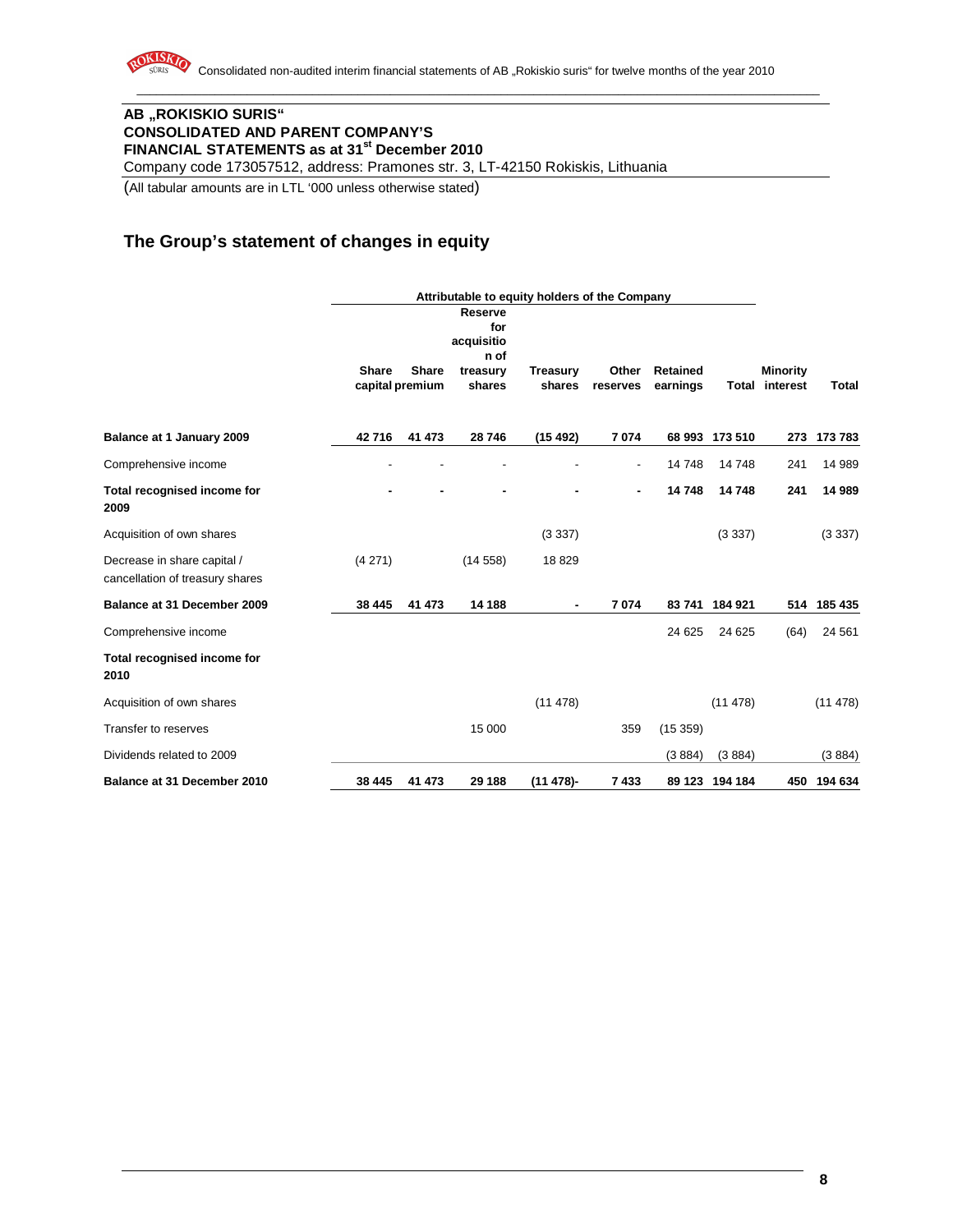**AB „ROKISKIO SURIS“**
**CONSOLIDATED AND PARENT COMPANY’S**
**FINANCIAL STATEMENTS as at 31st December 2010**
Company code 173057512, address: Pramones str. 3, LT-42150 Rokiskis, Lithuania

(All tabular amounts are in LTL ‘000 unless otherwise stated)

## The Group’s statement of changes in equity

| | Attributable to equity holders of the Company | | | | | | | | |
|---|---|---|---|---|---|---|---|---|---|
| | Share capital | Share premium | Reserve for acquisition of treasury shares | Treasury shares | Other reserves | Retained earnings | Total | Minority interest | Total |
| **Balance at 1 January 2009** | **42 716** | **41 473** | **28 746** | **(15 492)** | **7 074** | **68 993** | **173 510** | **273** | **173 783** |
| Comprehensive income | - | - | - | - | - | 14 748 | 14 748 | 241 | 14 989 |
| **Total recognised income for 2009** | **-** | **-** | **-** | **-** | **-** | **14 748** | **14 748** | **241** | **14 989** |
| Acquisition of own shares | | | | (3 337) | | | (3 337) | | (3 337) |
| Decrease in share capital / cancellation of treasury shares | (4 271) | | (14 558) | 18 829 | | | | | |
| **Balance at 31 December 2009** | **38 445** | **41 473** | **14 188** | **-** | **7 074** | **83 741** | **184 921** | **514** | **185 435** |
| Comprehensive income | | | | | | 24 625 | 24 625 | (64) | 24 561 |
| **Total recognised income for 2010** | | | | | | | | | |
| Acquisition of own shares | | | | (11 478) | | | (11 478) | | (11 478) |
| Transfer to reserves | | | 15 000 | | 359 | (15 359) | | | |
| Dividends related to 2009 | | | | | | (3 884) | (3 884) | | (3 884) |
| **Balance at 31 December 2010** | **38 445** | **41 473** | **29 188** | **(11 478)-** | **7 433** | **89 123** | **194 184** | **450** | **194 634** |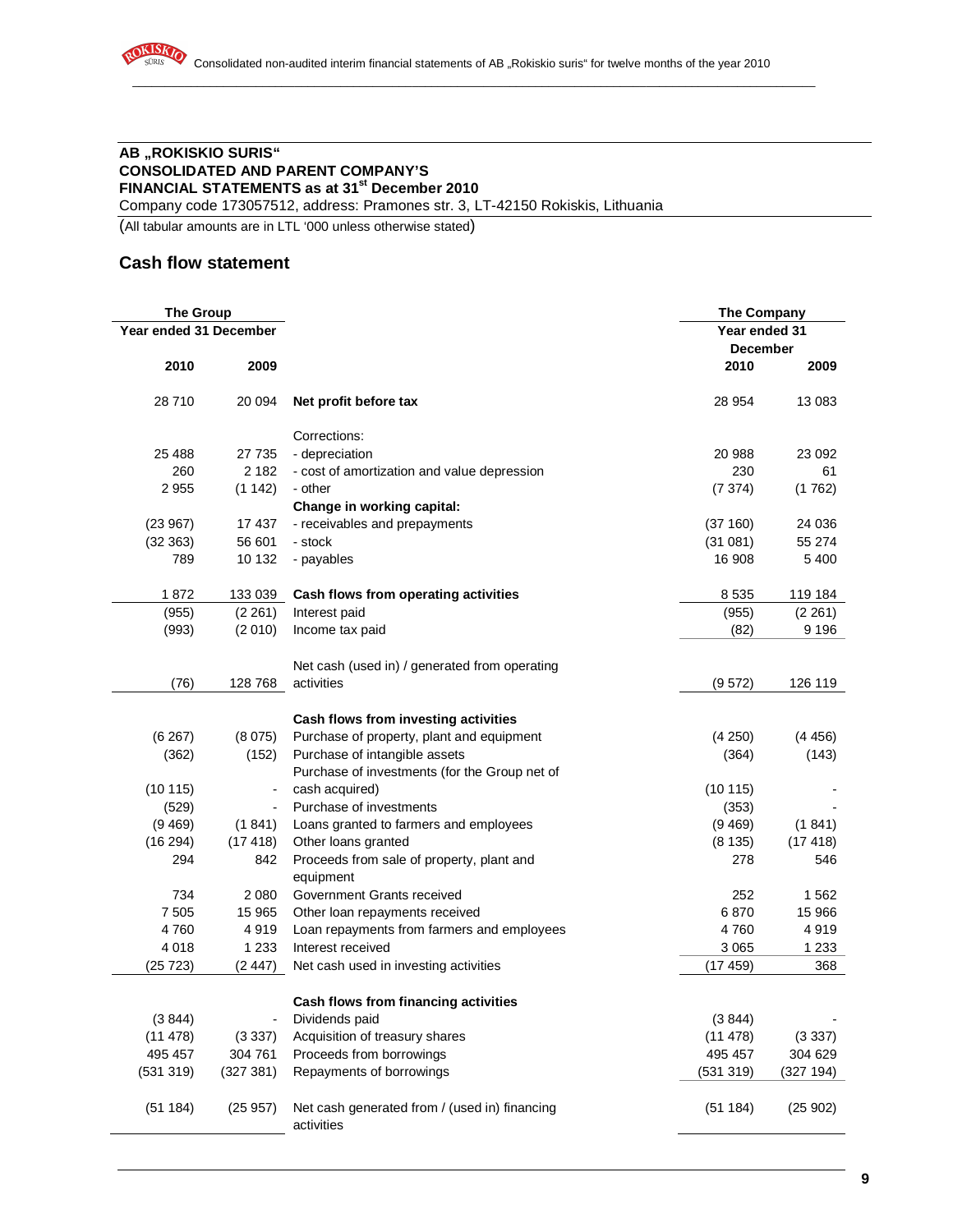**AB „ROKISKIO SURIS“**
**CONSOLIDATED AND PARENT COMPANY'S**
**FINANCIAL STATEMENTS as at 31st December 2010**
Company code 173057512, address: Pramones str. 3, LT-42150 Rokiskis, Lithuania

(All tabular amounts are in LTL '000 unless otherwise stated)

## Cash flow statement

| The Group | | | The Company | |
|---|---|---|---|---|
| Year ended 31 December | | | Year ended 31 December | |
| 2010 | 2009 | | 2010 | 2009 |
| 28 710 | 20 094 | **Net profit before tax** | 28 954 | 13 083 |
| | | Corrections: | | |
| 25 488 | 27 735 | - depreciation | 20 988 | 23 092 |
| 260 | 2 182 | - cost of amortization and value depression | 230 | 61 |
| 2 955 | (1 142) | - other | (7 374) | (1 762) |
| | | **Change in working capital:** | | |
| (23 967) | 17 437 | - receivables and prepayments | (37 160) | 24 036 |
| (32 363) | 56 601 | - stock | (31 081) | 55 274 |
| 789 | 10 132 | - payables | 16 908 | 5 400 |
| 1 872 | 133 039 | **Cash flows from operating activities** | 8 535 | 119 184 |
| (955) | (2 261) | Interest paid | (955) | (2 261) |
| (993) | (2 010) | Income tax paid | (82) | 9 196 |
| (76) | 128 768 | Net cash (used in) / generated from operating activities | (9 572) | 126 119 |
| | | **Cash flows from investing activities** | | |
| (6 267) | (8 075) | Purchase of property, plant and equipment | (4 250) | (4 456) |
| (362) | (152) | Purchase of intangible assets | (364) | (143) |
| (10 115) | - | Purchase of investments (for the Group net of cash acquired) | (10 115) | - |
| (529) | - | Purchase of investments | (353) | - |
| (9 469) | (1 841) | Loans granted to farmers and employees | (9 469) | (1 841) |
| (16 294) | (17 418) | Other loans granted | (8 135) | (17 418) |
| 294 | 842 | Proceeds from sale of property, plant and equipment | 278 | 546 |
| 734 | 2 080 | Government Grants received | 252 | 1 562 |
| 7 505 | 15 965 | Other loan repayments received | 6 870 | 15 966 |
| 4 760 | 4 919 | Loan repayments from farmers and employees | 4 760 | 4 919 |
| 4 018 | 1 233 | Interest received | 3 065 | 1 233 |
| (25 723) | (2 447) | Net cash used in investing activities | (17 459) | 368 |
| | | **Cash flows from financing activities** | | |
| (3 844) | - | Dividends paid | (3 844) | - |
| (11 478) | (3 337) | Acquisition of treasury shares | (11 478) | (3 337) |
| 495 457 | 304 761 | Proceeds from borrowings | 495 457 | 304 629 |
| (531 319) | (327 381) | Repayments of borrowings | (531 319) | (327 194) |
| (51 184) | (25 957) | Net cash generated from / (used in) financing activities | (51 184) | (25 902) |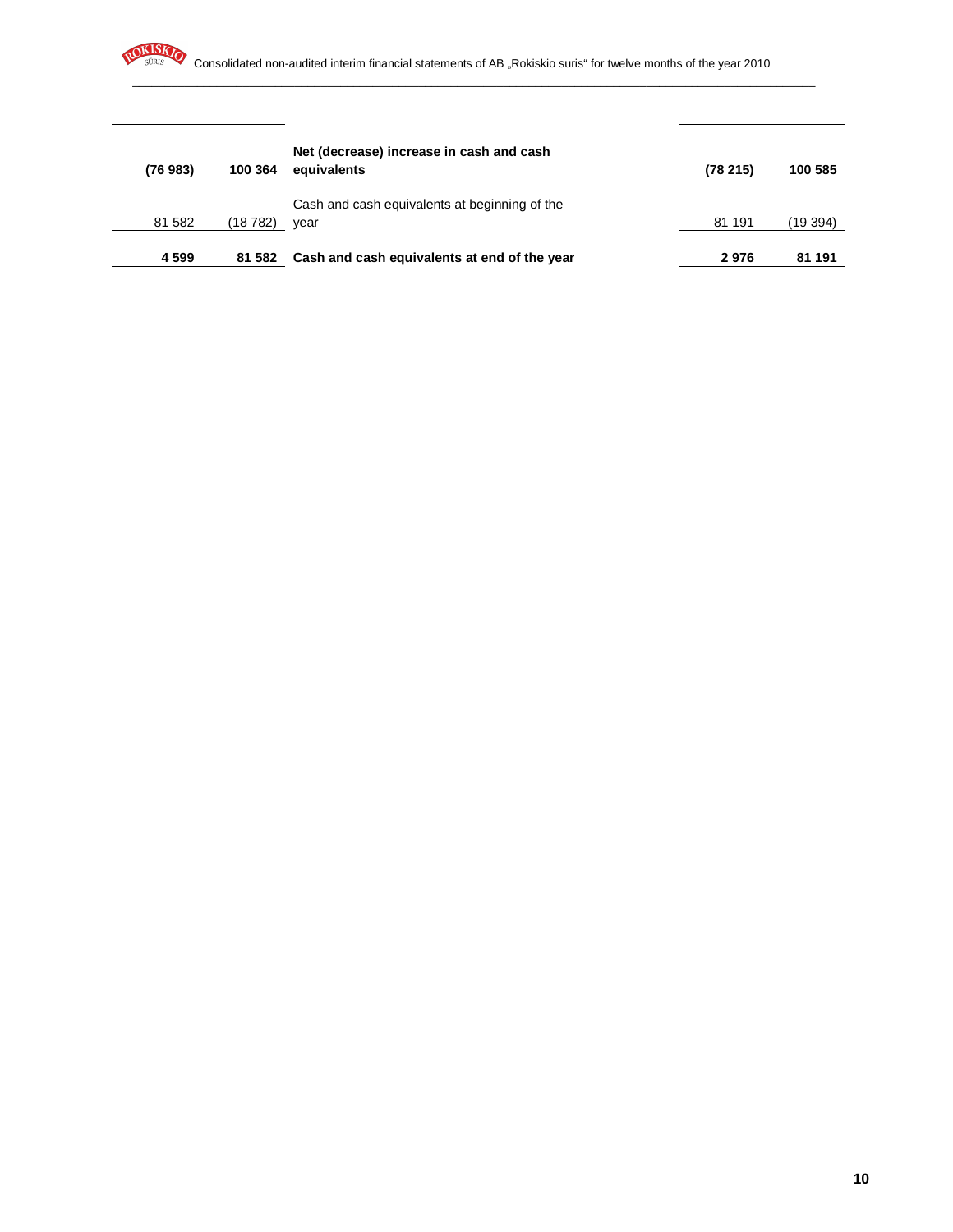| | | | | |
|---|---|---|---|---|
| **(76 983)** | **100 364** | **Net (decrease) increase in cash and cash equivalents** | **(78 215)** | **100 585** |
| 81 582 | (18 782) | Cash and cash equivalents at beginning of the year | 81 191 | (19 394) |
| **4 599** | **81 582** | **Cash and cash equivalents at end of the year** | **2 976** | **81 191** |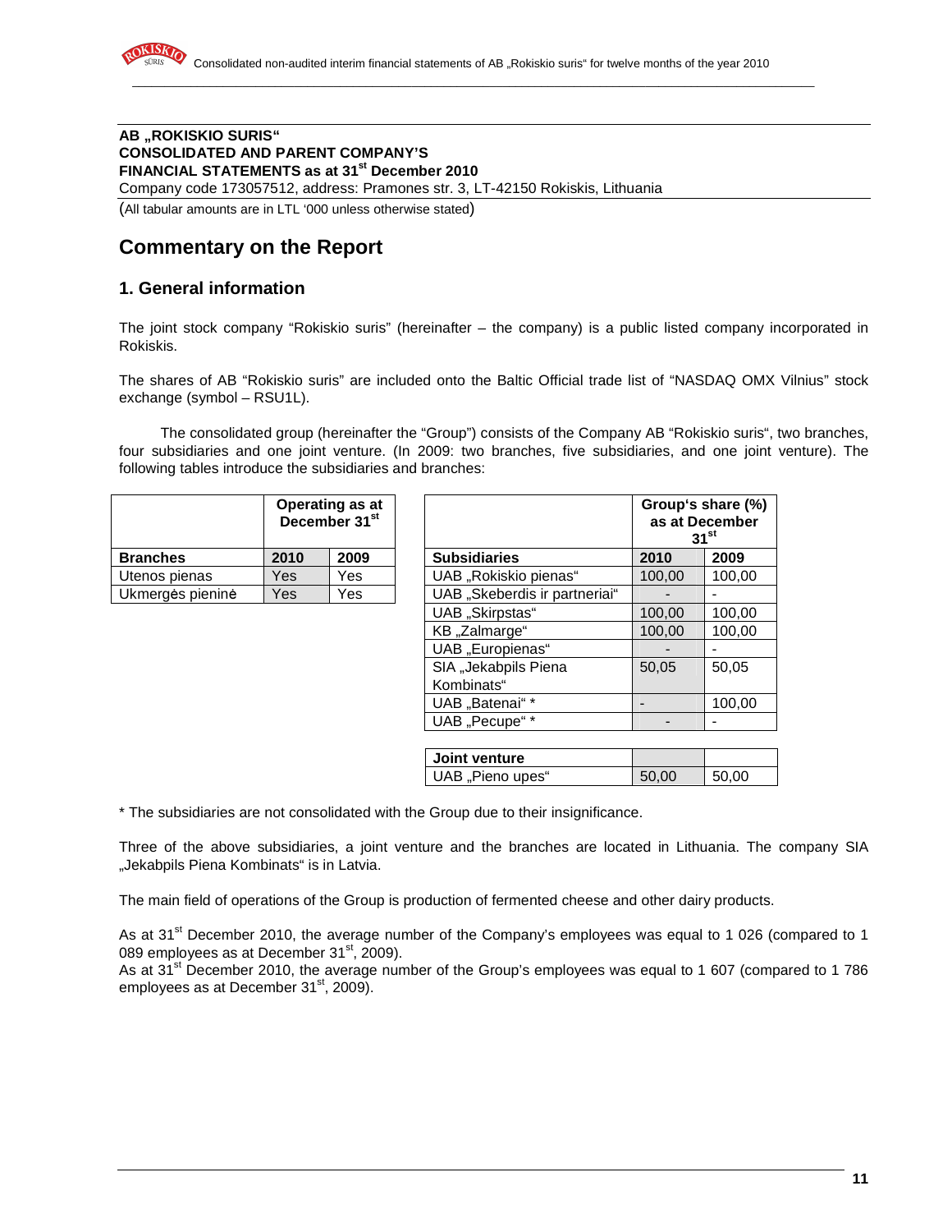**AB „ROKISKIO SURIS“**
**CONSOLIDATED AND PARENT COMPANY'S**
**FINANCIAL STATEMENTS as at 31st December 2010**
Company code 173057512, address: Pramones str. 3, LT-42150 Rokiskis, Lithuania

(All tabular amounts are in LTL '000 unless otherwise stated)

# Commentary on the Report

## 1. General information

The joint stock company "Rokiskio suris" (hereinafter – the company) is a public listed company incorporated in Rokiskis.

The shares of AB "Rokiskio suris" are included onto the Baltic Official trade list of "NASDAQ OMX Vilnius" stock exchange (symbol – RSU1L).

The consolidated group (hereinafter the "Group") consists of the Company AB "Rokiskio suris", two branches, four subsidiaries and one joint venture. (In 2009: two branches, five subsidiaries, and one joint venture). The following tables introduce the subsidiaries and branches:

| | Operating as at December 31st | |
|---|---|---|
| **Branches** | **2010** | **2009** |
| Utenos pienas | Yes | Yes |
| Ukmergės pieninė | Yes | Yes |

| | Group's share (%) as at December 31st | |
|---|---|---|
| **Subsidiaries** | **2010** | **2009** |
| UAB „Rokiskio pienas“ | 100,00 | 100,00 |
| UAB „Skeberdis ir partneriai“ | - | - |
| UAB „Skirpstas“ | 100,00 | 100,00 |
| KB „Zalmarge“ | 100,00 | 100,00 |
| UAB „Europienas“ | - | - |
| SIA „Jekabpils Piena Kombinats“ | 50,05 | 50,05 |
| UAB „Batenai“ * | - | 100,00 |
| UAB „Pecupe“ * | - | - |
| **Joint venture** | | |
| UAB „Pieno upes“ | 50,00 | 50,00 |

* The subsidiaries are not consolidated with the Group due to their insignificance.

Three of the above subsidiaries, a joint venture and the branches are located in Lithuania. The company SIA „Jekabpils Piena Kombinats“ is in Latvia.

The main field of operations of the Group is production of fermented cheese and other dairy products.

As at 31st December 2010, the average number of the Company's employees was equal to 1 026 (compared to 1 089 employees as at December 31st, 2009).
As at 31st December 2010, the average number of the Group's employees was equal to 1 607 (compared to 1 786 employees as at December 31st, 2009).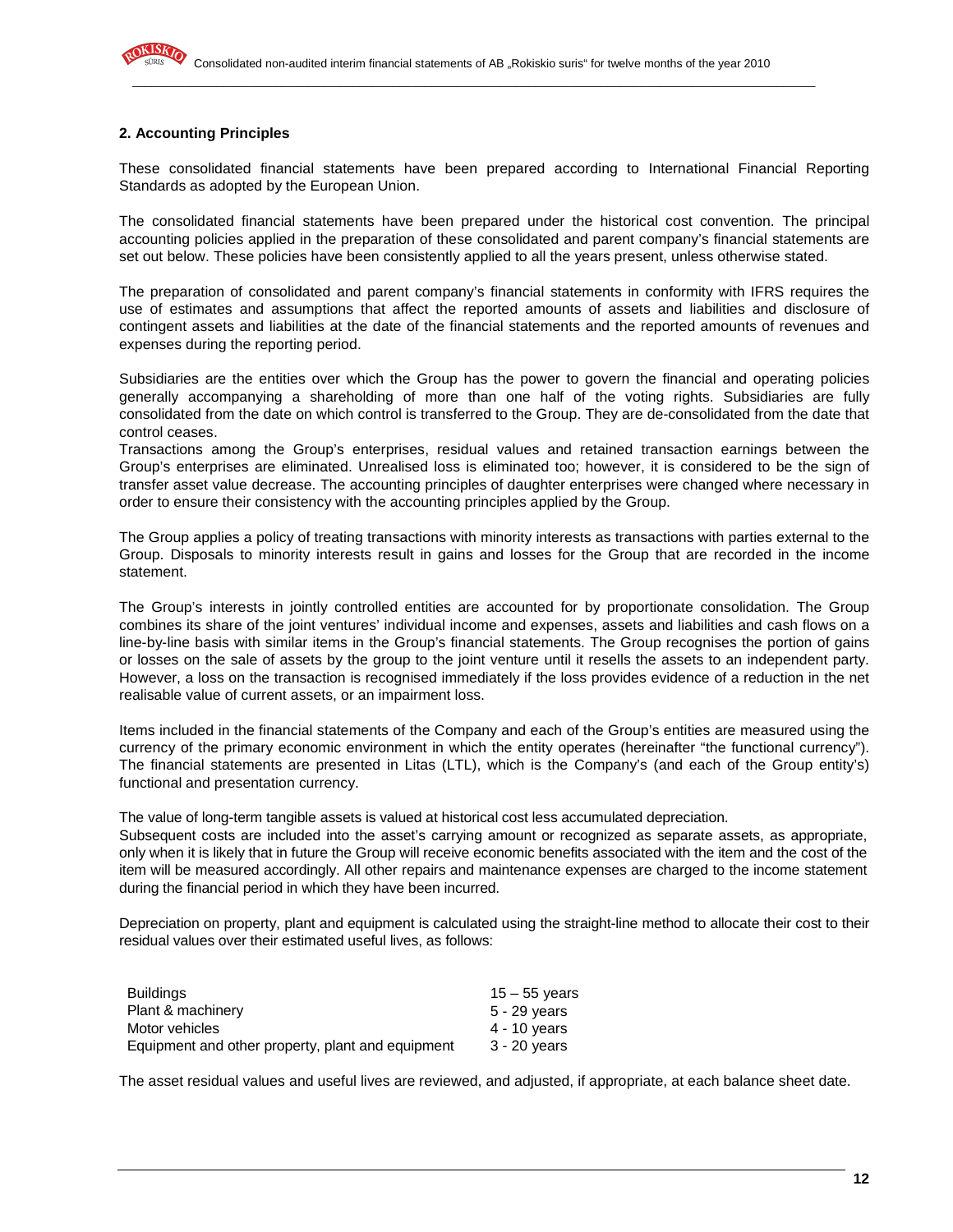## 2. Accounting Principles

These consolidated financial statements have been prepared according to International Financial Reporting Standards as adopted by the European Union.

The consolidated financial statements have been prepared under the historical cost convention. The principal accounting policies applied in the preparation of these consolidated and parent company's financial statements are set out below. These policies have been consistently applied to all the years present, unless otherwise stated.

The preparation of consolidated and parent company's financial statements in conformity with IFRS requires the use of estimates and assumptions that affect the reported amounts of assets and liabilities and disclosure of contingent assets and liabilities at the date of the financial statements and the reported amounts of revenues and expenses during the reporting period.

Subsidiaries are the entities over which the Group has the power to govern the financial and operating policies generally accompanying a shareholding of more than one half of the voting rights. Subsidiaries are fully consolidated from the date on which control is transferred to the Group. They are de-consolidated from the date that control ceases.

Transactions among the Group's enterprises, residual values and retained transaction earnings between the Group's enterprises are eliminated. Unrealised loss is eliminated too; however, it is considered to be the sign of transfer asset value decrease. The accounting principles of daughter enterprises were changed where necessary in order to ensure their consistency with the accounting principles applied by the Group.

The Group applies a policy of treating transactions with minority interests as transactions with parties external to the Group. Disposals to minority interests result in gains and losses for the Group that are recorded in the income statement.

The Group's interests in jointly controlled entities are accounted for by proportionate consolidation. The Group combines its share of the joint ventures' individual income and expenses, assets and liabilities and cash flows on a line-by-line basis with similar items in the Group's financial statements. The Group recognises the portion of gains or losses on the sale of assets by the group to the joint venture until it resells the assets to an independent party. However, a loss on the transaction is recognised immediately if the loss provides evidence of a reduction in the net realisable value of current assets, or an impairment loss.

Items included in the financial statements of the Company and each of the Group's entities are measured using the currency of the primary economic environment in which the entity operates (hereinafter "the functional currency"). The financial statements are presented in Litas (LTL), which is the Company's (and each of the Group entity's) functional and presentation currency.

The value of long-term tangible assets is valued at historical cost less accumulated depreciation.

Subsequent costs are included into the asset's carrying amount or recognized as separate assets, as appropriate, only when it is likely that in future the Group will receive economic benefits associated with the item and the cost of the item will be measured accordingly. All other repairs and maintenance expenses are charged to the income statement during the financial period in which they have been incurred.

Depreciation on property, plant and equipment is calculated using the straight-line method to allocate their cost to their residual values over their estimated useful lives, as follows:

| | |
|---|---|
| Buildings | 15 – 55 years |
| Plant & machinery | 5 - 29 years |
| Motor vehicles | 4 - 10 years |
| Equipment and other property, plant and equipment | 3 - 20 years |

The asset residual values and useful lives are reviewed, and adjusted, if appropriate, at each balance sheet date.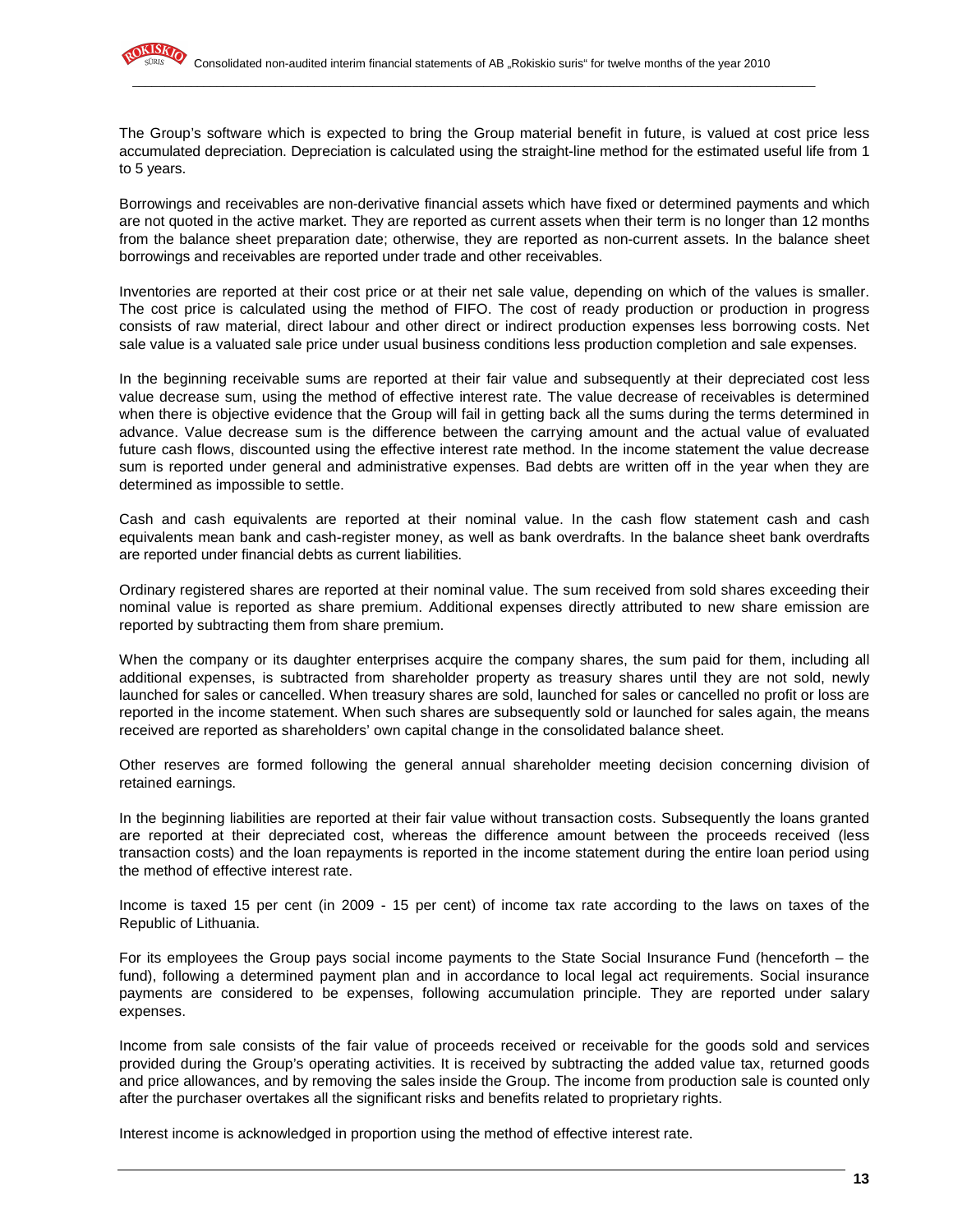The Group's software which is expected to bring the Group material benefit in future, is valued at cost price less accumulated depreciation. Depreciation is calculated using the straight-line method for the estimated useful life from 1 to 5 years.

Borrowings and receivables are non-derivative financial assets which have fixed or determined payments and which are not quoted in the active market. They are reported as current assets when their term is no longer than 12 months from the balance sheet preparation date; otherwise, they are reported as non-current assets. In the balance sheet borrowings and receivables are reported under trade and other receivables.

Inventories are reported at their cost price or at their net sale value, depending on which of the values is smaller. The cost price is calculated using the method of FIFO. The cost of ready production or production in progress consists of raw material, direct labour and other direct or indirect production expenses less borrowing costs. Net sale value is a valuated sale price under usual business conditions less production completion and sale expenses.

In the beginning receivable sums are reported at their fair value and subsequently at their depreciated cost less value decrease sum, using the method of effective interest rate. The value decrease of receivables is determined when there is objective evidence that the Group will fail in getting back all the sums during the terms determined in advance. Value decrease sum is the difference between the carrying amount and the actual value of evaluated future cash flows, discounted using the effective interest rate method. In the income statement the value decrease sum is reported under general and administrative expenses. Bad debts are written off in the year when they are determined as impossible to settle.

Cash and cash equivalents are reported at their nominal value. In the cash flow statement cash and cash equivalents mean bank and cash-register money, as well as bank overdrafts. In the balance sheet bank overdrafts are reported under financial debts as current liabilities.

Ordinary registered shares are reported at their nominal value. The sum received from sold shares exceeding their nominal value is reported as share premium. Additional expenses directly attributed to new share emission are reported by subtracting them from share premium.

When the company or its daughter enterprises acquire the company shares, the sum paid for them, including all additional expenses, is subtracted from shareholder property as treasury shares until they are not sold, newly launched for sales or cancelled. When treasury shares are sold, launched for sales or cancelled no profit or loss are reported in the income statement. When such shares are subsequently sold or launched for sales again, the means received are reported as shareholders' own capital change in the consolidated balance sheet.

Other reserves are formed following the general annual shareholder meeting decision concerning division of retained earnings.

In the beginning liabilities are reported at their fair value without transaction costs. Subsequently the loans granted are reported at their depreciated cost, whereas the difference amount between the proceeds received (less transaction costs) and the loan repayments is reported in the income statement during the entire loan period using the method of effective interest rate.

Income is taxed 15 per cent (in 2009 - 15 per cent) of income tax rate according to the laws on taxes of the Republic of Lithuania.

For its employees the Group pays social income payments to the State Social Insurance Fund (henceforth – the fund), following a determined payment plan and in accordance to local legal act requirements. Social insurance payments are considered to be expenses, following accumulation principle. They are reported under salary expenses.

Income from sale consists of the fair value of proceeds received or receivable for the goods sold and services provided during the Group's operating activities. It is received by subtracting the added value tax, returned goods and price allowances, and by removing the sales inside the Group. The income from production sale is counted only after the purchaser overtakes all the significant risks and benefits related to proprietary rights.

Interest income is acknowledged in proportion using the method of effective interest rate.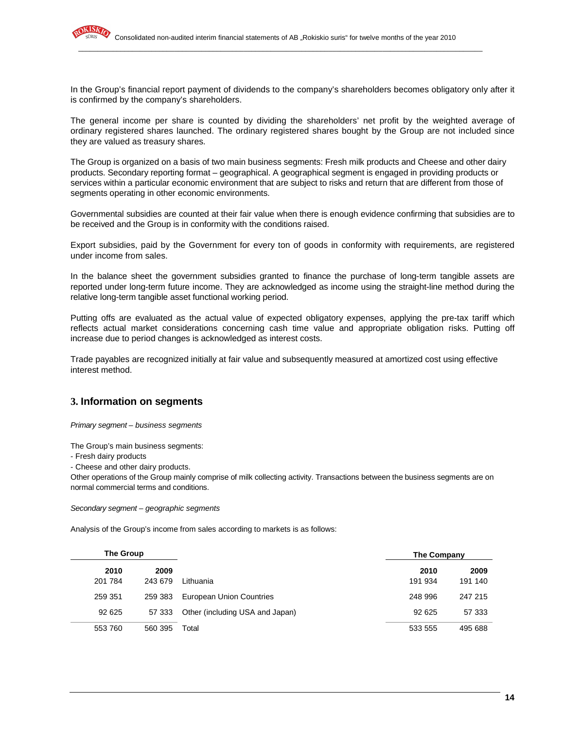In the Group's financial report payment of dividends to the company's shareholders becomes obligatory only after it is confirmed by the company's shareholders.

The general income per share is counted by dividing the shareholders' net profit by the weighted average of ordinary registered shares launched. The ordinary registered shares bought by the Group are not included since they are valued as treasury shares.

The Group is organized on a basis of two main business segments: Fresh milk products and Cheese and other dairy products. Secondary reporting format – geographical. A geographical segment is engaged in providing products or services within a particular economic environment that are subject to risks and return that are different from those of segments operating in other economic environments.

Governmental subsidies are counted at their fair value when there is enough evidence confirming that subsidies are to be received and the Group is in conformity with the conditions raised.

Export subsidies, paid by the Government for every ton of goods in conformity with requirements, are registered under income from sales.

In the balance sheet the government subsidies granted to finance the purchase of long-term tangible assets are reported under long-term future income. They are acknowledged as income using the straight-line method during the relative long-term tangible asset functional working period.

Putting offs are evaluated as the actual value of expected obligatory expenses, applying the pre-tax tariff which reflects actual market considerations concerning cash time value and appropriate obligation risks. Putting off increase due to period changes is acknowledged as interest costs.

Trade payables are recognized initially at fair value and subsequently measured at amortized cost using effective interest method.

## 3. Information on segments

*Primary segment – business segments*

The Group's main business segments:

- Fresh dairy products
- Cheese and other dairy products.

Other operations of the Group mainly comprise of milk collecting activity. Transactions between the business segments are on normal commercial terms and conditions.

*Secondary segment – geographic segments*

Analysis of the Group's income from sales according to markets is as follows:

| The Group | | | The Company | |
|---|---|---|---|---|
| **2010** | **2009** | | **2010** | **2009** |
| 201 784 | 243 679 | Lithuania | 191 934 | 191 140 |
| 259 351 | 259 383 | European Union Countries | 248 996 | 247 215 |
| 92 625 | 57 333 | Other (including USA and Japan) | 92 625 | 57 333 |
| 553 760 | 560 395 | Total | 533 555 | 495 688 |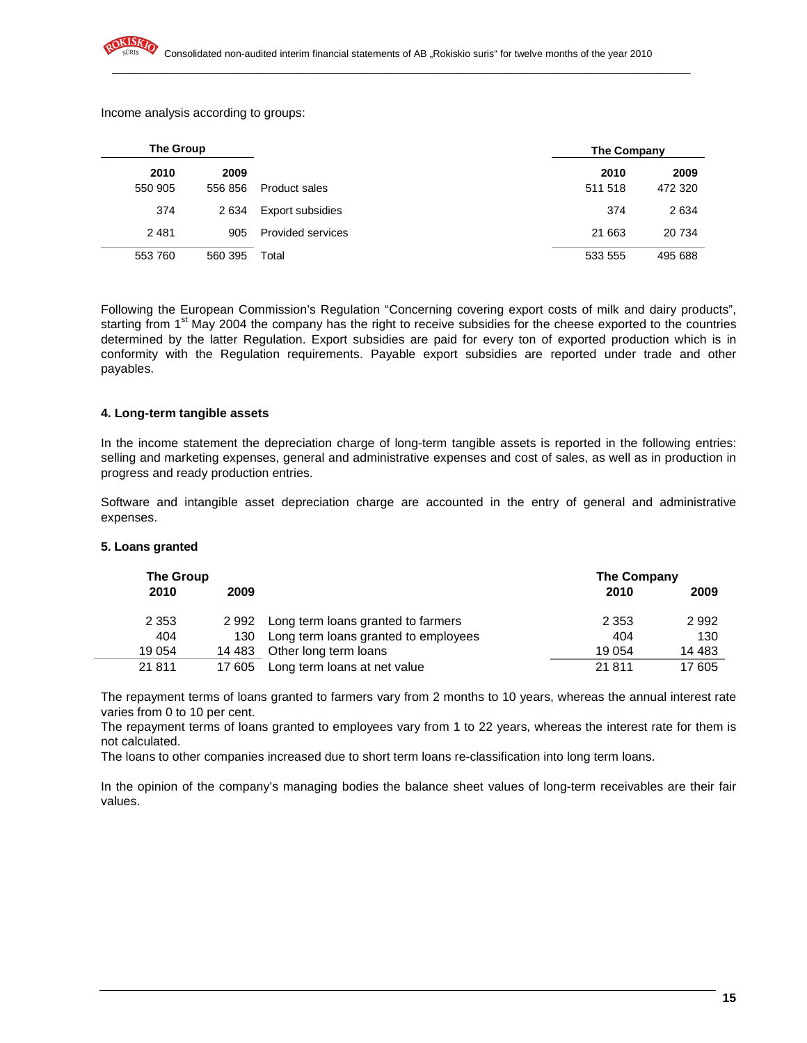Income analysis according to groups:

| The Group | | | The Company | |
|---|---|---|---|---|
| 2010 | 2009 | | 2010 | 2009 |
| 550 905 | 556 856 | Product sales | 511 518 | 472 320 |
| 374 | 2 634 | Export subsidies | 374 | 2 634 |
| 2 481 | 905 | Provided services | 21 663 | 20 734 |
| 553 760 | 560 395 | Total | 533 555 | 495 688 |

Following the European Commission's Regulation "Concerning covering export costs of milk and dairy products", starting from 1st May 2004 the company has the right to receive subsidies for the cheese exported to the countries determined by the latter Regulation. Export subsidies are paid for every ton of exported production which is in conformity with the Regulation requirements. Payable export subsidies are reported under trade and other payables.

### 4. Long-term tangible assets

In the income statement the depreciation charge of long-term tangible assets is reported in the following entries: selling and marketing expenses, general and administrative expenses and cost of sales, as well as in production in progress and ready production entries.

Software and intangible asset depreciation charge are accounted in the entry of general and administrative expenses.

### 5. Loans granted

| The Group | | | The Company | |
|---|---|---|---|---|
| 2010 | 2009 | | 2010 | 2009 |
| 2 353 | 2 992 | Long term loans granted to farmers | 2 353 | 2 992 |
| 404 | 130 | Long term loans granted to employees | 404 | 130 |
| 19 054 | 14 483 | Other long term loans | 19 054 | 14 483 |
| 21 811 | 17 605 | Long term loans at net value | 21 811 | 17 605 |

The repayment terms of loans granted to farmers vary from 2 months to 10 years, whereas the annual interest rate varies from 0 to 10 per cent.
The repayment terms of loans granted to employees vary from 1 to 22 years, whereas the interest rate for them is not calculated.
The loans to other companies increased due to short term loans re-classification into long term loans.

In the opinion of the company's managing bodies the balance sheet values of long-term receivables are their fair values.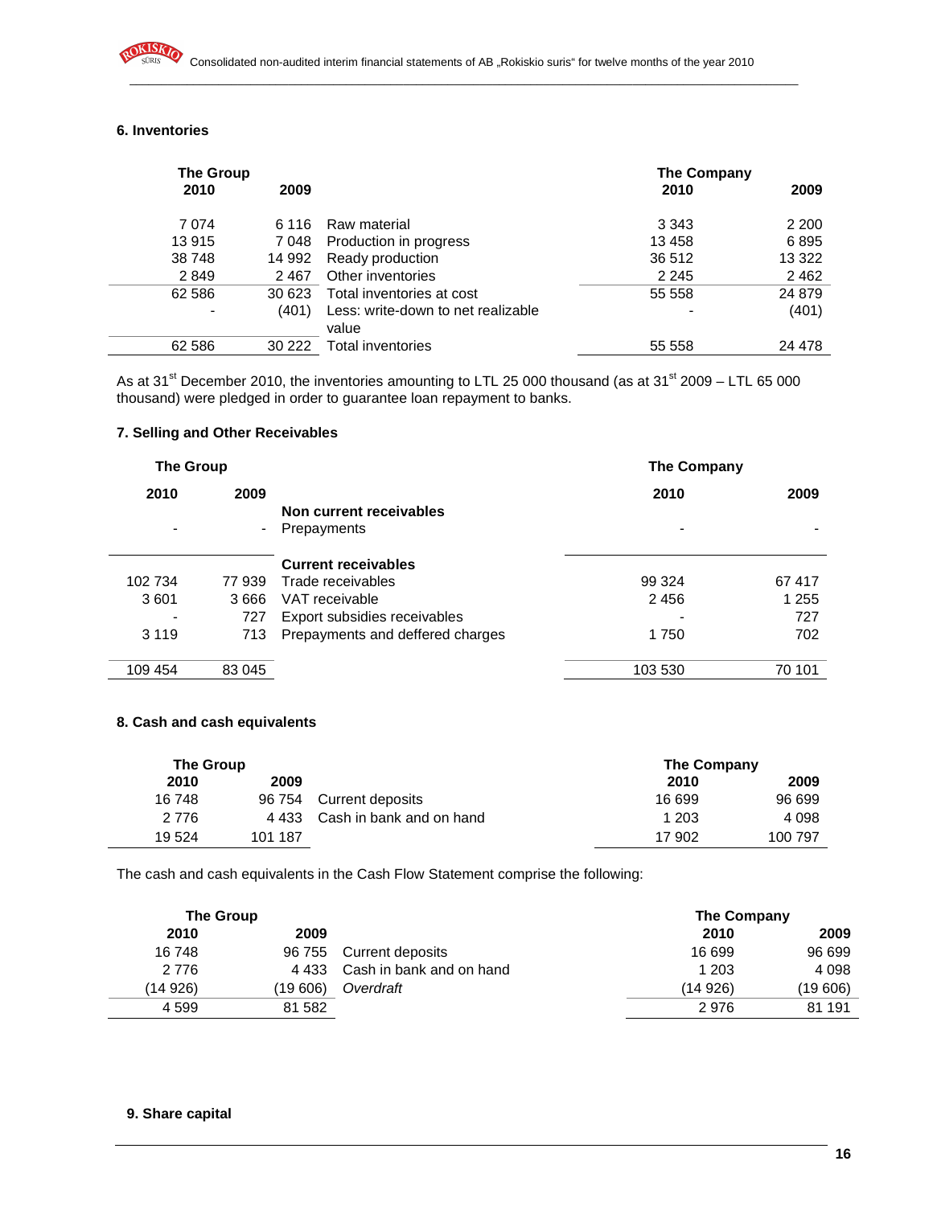## 6. Inventories

| The Group 2010 | The Group 2009 | | The Company 2010 | The Company 2009 |
|---|---|---|---|---|
| 7 074 | 6 116 | Raw material | 3 343 | 2 200 |
| 13 915 | 7 048 | Production in progress | 13 458 | 6 895 |
| 38 748 | 14 992 | Ready production | 36 512 | 13 322 |
| 2 849 | 2 467 | Other inventories | 2 245 | 2 462 |
| 62 586 | 30 623 | Total inventories at cost | 55 558 | 24 879 |
| - | (401) | Less: write-down to net realizable value | - | (401) |
| 62 586 | 30 222 | Total inventories | 55 558 | 24 478 |

As at 31st December 2010, the inventories amounting to LTL 25 000 thousand (as at 31st 2009 – LTL 65 000 thousand) were pledged in order to guarantee loan repayment to banks.

## 7. Selling and Other Receivables

| The Group 2010 | The Group 2009 | | The Company 2010 | The Company 2009 |
|---|---|---|---|---|
| | | **Non current receivables** | | |
| - | - | Prepayments | - | - |
| | | **Current receivables** | | |
| 102 734 | 77 939 | Trade receivables | 99 324 | 67 417 |
| 3 601 | 3 666 | VAT receivable | 2 456 | 1 255 |
| - | 727 | Export subsidies receivables | - | 727 |
| 3 119 | 713 | Prepayments and deffered charges | 1 750 | 702 |
| 109 454 | 83 045 | | 103 530 | 70 101 |

## 8. Cash and cash equivalents

| The Group 2010 | The Group 2009 | | The Company 2010 | The Company 2009 |
|---|---|---|---|---|
| 16 748 | 96 754 | Current deposits | 16 699 | 96 699 |
| 2 776 | 4 433 | Cash in bank and on hand | 1 203 | 4 098 |
| 19 524 | 101 187 | | 17 902 | 100 797 |

The cash and cash equivalents in the Cash Flow Statement comprise the following:

| The Group 2010 | The Group 2009 | | The Company 2010 | The Company 2009 |
|---|---|---|---|---|
| 16 748 | 96 755 | Current deposits | 16 699 | 96 699 |
| 2 776 | 4 433 | Cash in bank and on hand | 1 203 | 4 098 |
| (14 926) | (19 606) | *Overdraft* | (14 926) | (19 606) |
| 4 599 | 81 582 | | 2 976 | 81 191 |

## 9. Share capital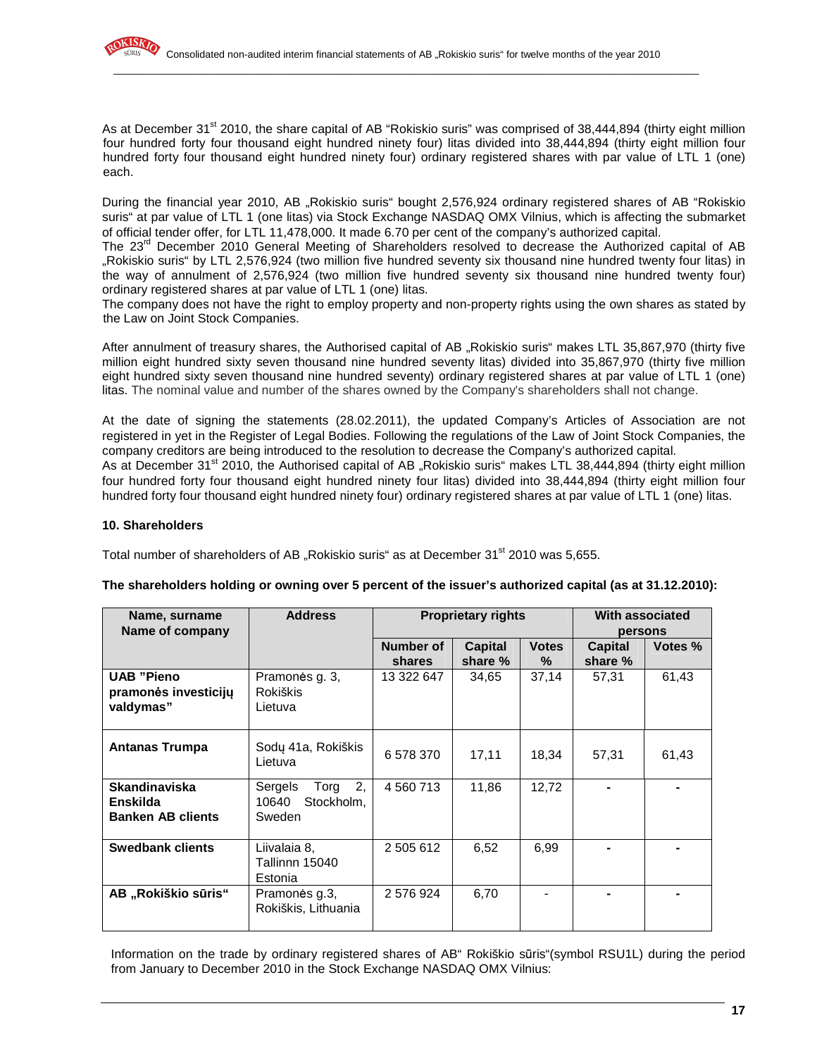As at December 31[st] 2010, the share capital of AB "Rokiskio suris" was comprised of 38,444,894 (thirty eight million four hundred forty four thousand eight hundred ninety four) litas divided into 38,444,894 (thirty eight million four hundred forty four thousand eight hundred ninety four) ordinary registered shares with par value of LTL 1 (one) each.

During the financial year 2010, AB „Rokiskio suris" bought 2,576,924 ordinary registered shares of AB "Rokiskio suris" at par value of LTL 1 (one litas) via Stock Exchange NASDAQ OMX Vilnius, which is affecting the submarket of official tender offer, for LTL 11,478,000. It made 6.70 per cent of the company's authorized capital.
The 23[rd] December 2010 General Meeting of Shareholders resolved to decrease the Authorized capital of AB „Rokiskio suris" by LTL 2,576,924 (two million five hundred seventy six thousand nine hundred twenty four litas) in the way of annulment of 2,576,924 (two million five hundred seventy six thousand nine hundred twenty four) ordinary registered shares at par value of LTL 1 (one) litas.
The company does not have the right to employ property and non-property rights using the own shares as stated by the Law on Joint Stock Companies.

After annulment of treasury shares, the Authorised capital of AB „Rokiskio suris" makes LTL 35,867,970 (thirty five million eight hundred sixty seven thousand nine hundred seventy litas) divided into 35,867,970 (thirty five million eight hundred sixty seven thousand nine hundred seventy) ordinary registered shares at par value of LTL 1 (one) litas. The nominal value and number of the shares owned by the Company's shareholders shall not change.

At the date of signing the statements (28.02.2011), the updated Company's Articles of Association are not registered in yet in the Register of Legal Bodies. Following the regulations of the Law of Joint Stock Companies, the company creditors are being introduced to the resolution to decrease the Company's authorized capital.
As at December 31[st] 2010, the Authorised capital of AB „Rokiskio suris" makes LTL 38,444,894 (thirty eight million four hundred forty four thousand eight hundred ninety four litas) divided into 38,444,894 (thirty eight million four hundred forty four thousand eight hundred ninety four) ordinary registered shares at par value of LTL 1 (one) litas.

## 10. Shareholders

Total number of shareholders of AB „Rokiskio suris" as at December 31[st] 2010 was 5,655.

**The shareholders holding or owning over 5 percent of the issuer's authorized capital (as at 31.12.2010):**

| Name, surname Name of company | Address | Proprietary rights | | | With associated persons | |
|---|---|---|---|---|---|---|
| | | Number of shares | Capital share % | Votes % | Capital share % | Votes % |
| **UAB "Pieno pramonės investicijų valdymas"** | Pramonės g. 3, Rokiškis Lietuva | 13 322 647 | 34,65 | 37,14 | 57,31 | 61,43 |
| **Antanas Trumpa** | Sodų 41a, Rokiškis Lietuva | 6 578 370 | 17,11 | 18,34 | 57,31 | 61,43 |
| **Skandinaviska Enskilda Banken AB clients** | Sergels Torg 2, 10640 Stockholm, Sweden | 4 560 713 | 11,86 | 12,72 | - | - |
| **Swedbank clients** | Liivalaia 8, Tallinnn 15040 Estonia | 2 505 612 | 6,52 | 6,99 | - | - |
| **AB „Rokiškio sūris"** | Pramonės g.3, Rokiškis, Lithuania | 2 576 924 | 6,70 | - | - | - |

Information on the trade by ordinary registered shares of AB" Rokiškio sūris"(symbol RSU1L) during the period from January to December 2010 in the Stock Exchange NASDAQ OMX Vilnius: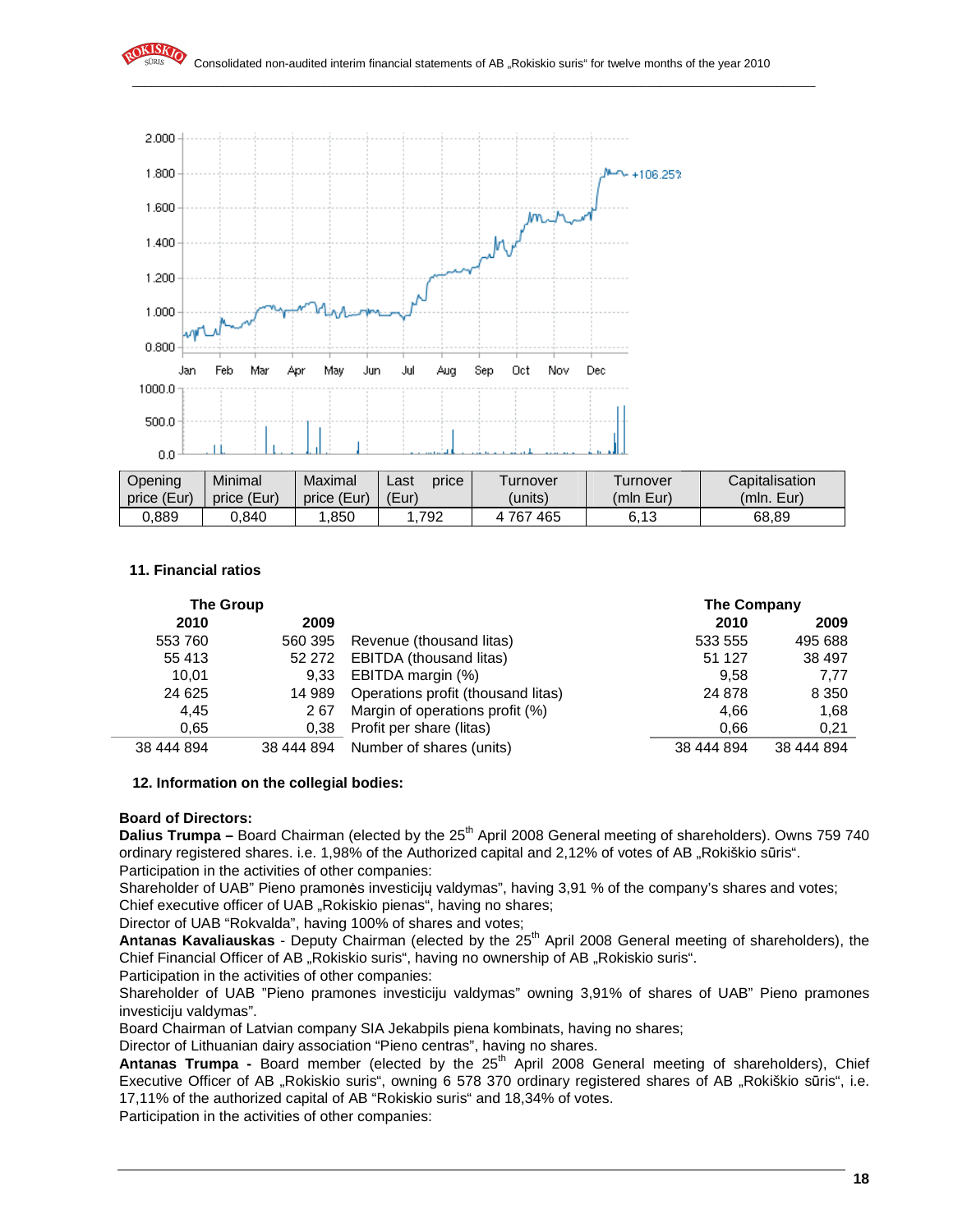2.000
1.800
1.600
1.400
1.200
1.000
0.800
+106.25%
Jan Feb Mar Apr May Jun Jul Aug Sep Oct Nov Dec
1000.0
500.0
0.0

| Opening price (Eur) | Minimal price (Eur) | Maximal price (Eur) | Last price (Eur) | Turnover (units) | Turnover (mln Eur) | Capitalisation (mln. Eur) |
|---|---|---|---|---|---|---|
| 0,889 | 0,840 | 1,850 | 1,792 | 4 767 465 | 6,13 | 68,89 |

### 11. Financial ratios

| The Group | | | The Company | |
|---|---|---|---|---|
| 2010 | 2009 | | 2010 | 2009 |
| 553 760 | 560 395 | Revenue (thousand litas) | 533 555 | 495 688 |
| 55 413 | 52 272 | EBITDA (thousand litas) | 51 127 | 38 497 |
| 10,01 | 9,33 | EBITDA margin (%) | 9,58 | 7,77 |
| 24 625 | 14 989 | Operations profit (thousand litas) | 24 878 | 8 350 |
| 4,45 | 2 67 | Margin of operations profit (%) | 4,66 | 1,68 |
| 0,65 | 0,38 | Profit per share (litas) | 0,66 | 0,21 |
| 38 444 894 | 38 444 894 | Number of shares (units) | 38 444 894 | 38 444 894 |

### 12. Information on the collegial bodies:

**Board of Directors:**

**Dalius Trumpa –** Board Chairman (elected by the 25th April 2008 General meeting of shareholders). Owns 759 740 ordinary registered shares. i.e. 1,98% of the Authorized capital and 2,12% of votes of AB „Rokiškio sūris".

Participation in the activities of other companies:

Shareholder of UAB" Pieno pramonės investicijų valdymas", having 3,91 % of the company's shares and votes;

Chief executive officer of UAB „Rokiskio pienas", having no shares;

Director of UAB "Rokvalda", having 100% of shares and votes;

**Antanas Kavaliauskas** - Deputy Chairman (elected by the 25th April 2008 General meeting of shareholders), the Chief Financial Officer of AB „Rokiskio suris", having no ownership of AB „Rokiskio suris".

Participation in the activities of other companies:

Shareholder of UAB "Pieno pramones investiciju valdymas" owning 3,91% of shares of UAB" Pieno pramones investiciju valdymas".

Board Chairman of Latvian company SIA Jekabpils piena kombinats, having no shares;

Director of Lithuanian dairy association "Pieno centras", having no shares.

**Antanas Trumpa -** Board member (elected by the 25th April 2008 General meeting of shareholders), Chief Executive Officer of AB „Rokiskio suris", owning 6 578 370 ordinary registered shares of AB „Rokiškio sūris", i.e. 17,11% of the authorized capital of AB "Rokiskio suris" and 18,34% of votes.

Participation in the activities of other companies: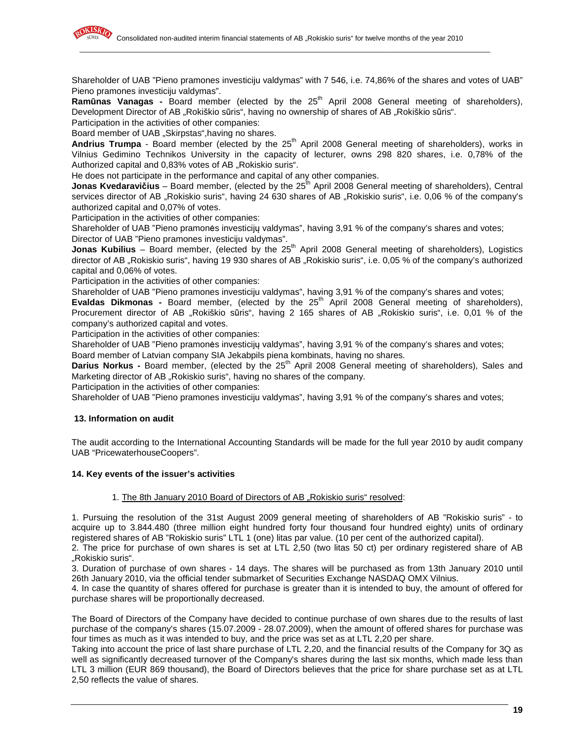Shareholder of UAB "Pieno pramones investiciju valdymas" with 7 546, i.e. 74,86% of the shares and votes of UAB" Pieno pramones investiciju valdymas".

**Ramūnas Vanagas -** Board member (elected by the 25th April 2008 General meeting of shareholders), Development Director of AB „Rokiškio sūris", having no ownership of shares of AB „Rokiškio sūris".

Participation in the activities of other companies:

Board member of UAB „Skirpstas",having no shares.

**Andrius Trumpa** - Board member (elected by the 25th April 2008 General meeting of shareholders), works in Vilnius Gedimino Technikos University in the capacity of lecturer, owns 298 820 shares, i.e. 0,78% of the Authorized capital and 0,83% votes of AB „Rokiskio suris".

He does not participate in the performance and capital of any other companies.

**Jonas Kvedaravičius** – Board member, (elected by the 25th April 2008 General meeting of shareholders), Central services director of AB „Rokiskio suris", having 24 630 shares of AB „Rokiskio suris", i.e. 0,06 % of the company's authorized capital and 0,07% of votes.

Participation in the activities of other companies:

Shareholder of UAB "Pieno pramonės investicijų valdymas", having 3,91 % of the company's shares and votes;

Director of UAB "Pieno pramones investiciju valdymas".

**Jonas Kubilius** – Board member, (elected by the 25th April 2008 General meeting of shareholders), Logistics director of AB „Rokiskio suris", having 19 930 shares of AB „Rokiskio suris", i.e. 0,05 % of the company's authorized capital and 0,06% of votes.

Participation in the activities of other companies:

Shareholder of UAB "Pieno pramones investiciju valdymas", having 3,91 % of the company's shares and votes;

**Evaldas Dikmonas -** Board member, (elected by the 25th April 2008 General meeting of shareholders), Procurement director of AB „Rokiškio sūris", having 2 165 shares of AB „Rokiskio suris", i.e. 0,01 % of the company's authorized capital and votes.

Participation in the activities of other companies:

Shareholder of UAB "Pieno pramonės investicijų valdymas", having 3,91 % of the company's shares and votes;

Board member of Latvian company SIA Jekabpils piena kombinats, having no shares.

**Darius Norkus -** Board member, (elected by the 25th April 2008 General meeting of shareholders), Sales and Marketing director of AB „Rokiskio suris", having no shares of the company.

Participation in the activities of other companies:

Shareholder of UAB "Pieno pramones investiciju valdymas", having 3,91 % of the company's shares and votes;

## 13. Information on audit

The audit according to the International Accounting Standards will be made for the full year 2010 by audit company UAB "PricewaterhouseCoopers".

## 14. Key events of the issuer's activities

1. The 8th January 2010 Board of Directors of AB „Rokiskio suris" resolved:

1. Pursuing the resolution of the 31st August 2009 general meeting of shareholders of AB "Rokiskio suris" - to acquire up to 3.844.480 (three million eight hundred forty four thousand four hundred eighty) units of ordinary registered shares of AB "Rokiskio suris" LTL 1 (one) litas par value. (10 per cent of the authorized capital).
2. The price for purchase of own shares is set at LTL 2,50 (two litas 50 ct) per ordinary registered share of AB „Rokiskio suris".
3. Duration of purchase of own shares - 14 days. The shares will be purchased as from 13th January 2010 until 26th January 2010, via the official tender submarket of Securities Exchange NASDAQ OMX Vilnius.
4. In case the quantity of shares offered for purchase is greater than it is intended to buy, the amount of offered for purchase shares will be proportionally decreased.

The Board of Directors of the Company have decided to continue purchase of own shares due to the results of last purchase of the company's shares (15.07.2009 - 28.07.2009), when the amount of offered shares for purchase was four times as much as it was intended to buy, and the price was set as at LTL 2,20 per share.

Taking into account the price of last share purchase of LTL 2,20, and the financial results of the Company for 3Q as well as significantly decreased turnover of the Company's shares during the last six months, which made less than LTL 3 million (EUR 869 thousand), the Board of Directors believes that the price for share purchase set as at LTL 2,50 reflects the value of shares.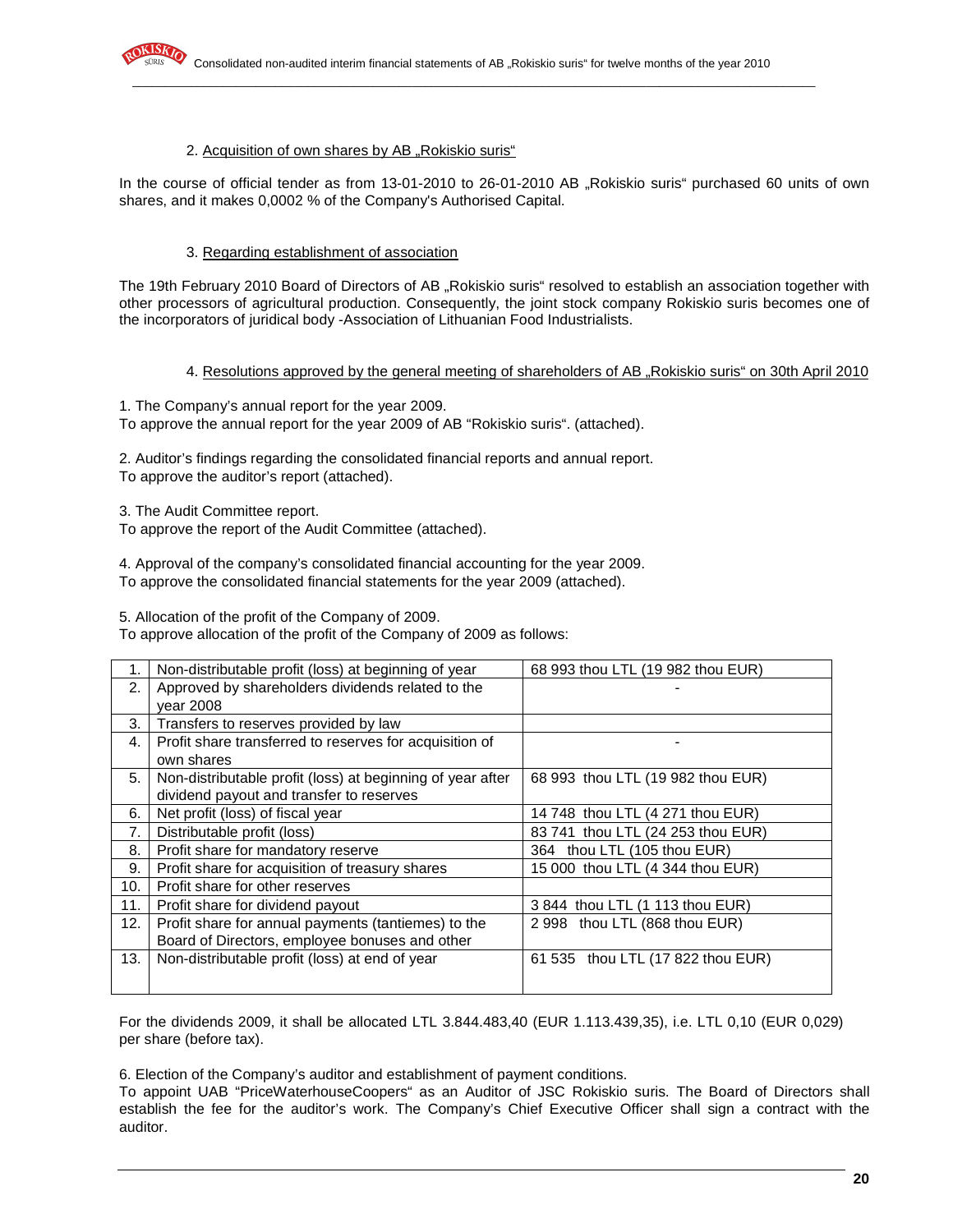2. Acquisition of own shares by AB „Rokiskio suris“

In the course of official tender as from 13-01-2010 to 26-01-2010 AB „Rokiskio suris“ purchased 60 units of own shares, and it makes 0,0002 % of the Company's Authorised Capital.

3. Regarding establishment of association

The 19th February 2010 Board of Directors of AB „Rokiskio suris“ resolved to establish an association together with other processors of agricultural production. Consequently, the joint stock company Rokiskio suris becomes one of the incorporators of juridical body -Association of Lithuanian Food Industrialists.

4. Resolutions approved by the general meeting of shareholders of AB „Rokiskio suris“ on 30th April 2010

1. The Company's annual report for the year 2009.
To approve the annual report for the year 2009 of AB “Rokiskio suris“. (attached).

2. Auditor's findings regarding the consolidated financial reports and annual report.
To approve the auditor's report (attached).

3. The Audit Committee report.
To approve the report of the Audit Committee (attached).

4. Approval of the company's consolidated financial accounting for the year 2009.
To approve the consolidated financial statements for the year 2009 (attached).

5. Allocation of the profit of the Company of 2009.
To approve allocation of the profit of the Company of 2009 as follows:

| | | |
|---|---|---|
| 1. | Non-distributable profit (loss) at beginning of year | 68 993 thou LTL (19 982 thou EUR) |
| 2. | Approved by shareholders dividends related to the year 2008 | - |
| 3. | Transfers to reserves provided by law | |
| 4. | Profit share transferred to reserves for acquisition of own shares | - |
| 5. | Non-distributable profit (loss) at beginning of year after dividend payout and transfer to reserves | 68 993 thou LTL (19 982 thou EUR) |
| 6. | Net profit (loss) of fiscal year | 14 748 thou LTL (4 271 thou EUR) |
| 7. | Distributable profit (loss) | 83 741 thou LTL (24 253 thou EUR) |
| 8. | Profit share for mandatory reserve | 364 thou LTL (105 thou EUR) |
| 9. | Profit share for acquisition of treasury shares | 15 000 thou LTL (4 344 thou EUR) |
| 10. | Profit share for other reserves | |
| 11. | Profit share for dividend payout | 3 844 thou LTL (1 113 thou EUR) |
| 12. | Profit share for annual payments (tantiemes) to the Board of Directors, employee bonuses and other | 2 998 thou LTL (868 thou EUR) |
| 13. | Non-distributable profit (loss) at end of year | 61 535 thou LTL (17 822 thou EUR) |

For the dividends 2009, it shall be allocated LTL 3.844.483,40 (EUR 1.113.439,35), i.e. LTL 0,10 (EUR 0,029) per share (before tax).

6. Election of the Company's auditor and establishment of payment conditions.
To appoint UAB “PriceWaterhouseCoopers“ as an Auditor of JSC Rokiskio suris. The Board of Directors shall establish the fee for the auditor's work. The Company's Chief Executive Officer shall sign a contract with the auditor.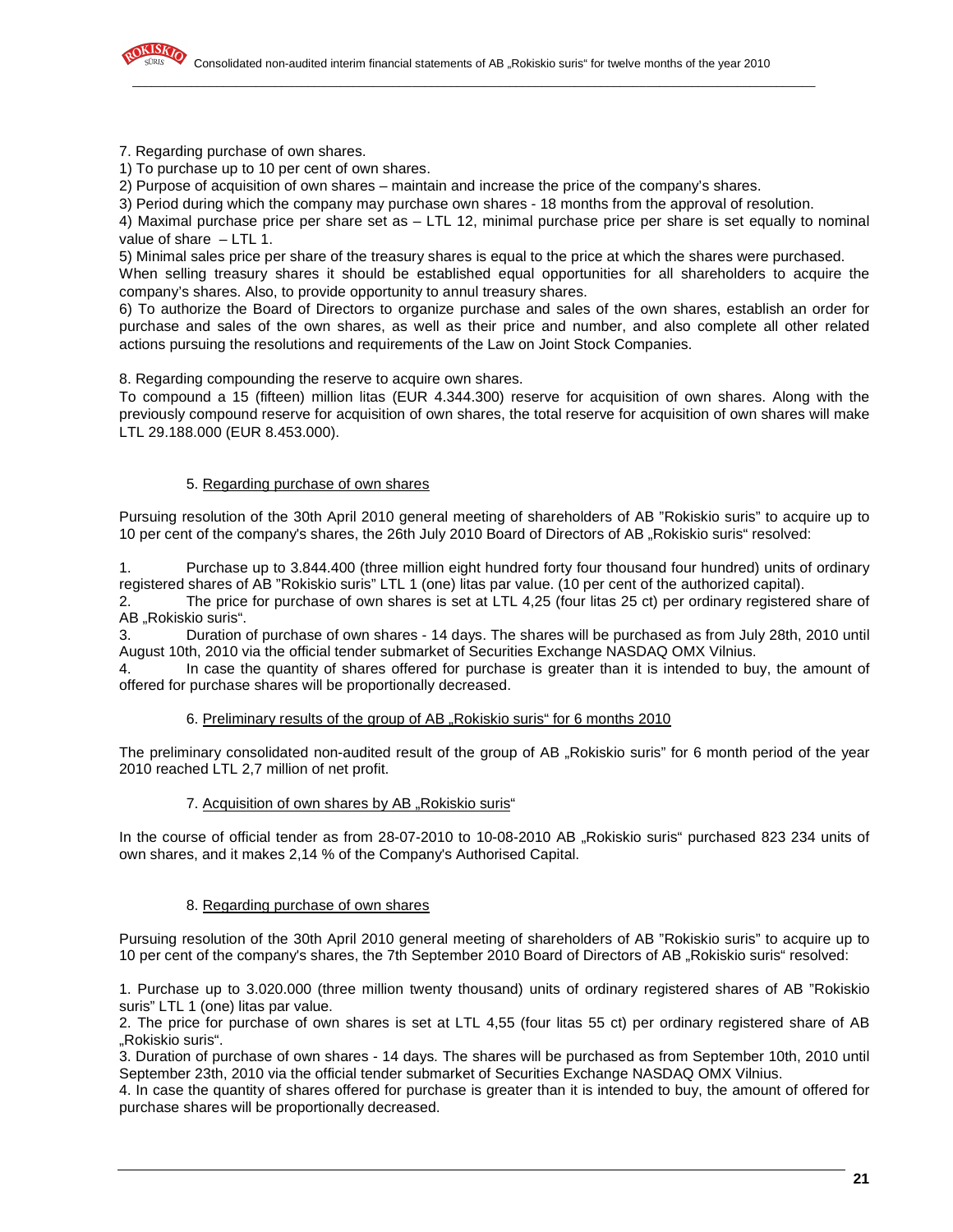7. Regarding purchase of own shares.

1) To purchase up to 10 per cent of own shares.

2) Purpose of acquisition of own shares – maintain and increase the price of the company's shares.

3) Period during which the company may purchase own shares - 18 months from the approval of resolution.

4) Maximal purchase price per share set as – LTL 12, minimal purchase price per share is set equally to nominal value of share – LTL 1.

5) Minimal sales price per share of the treasury shares is equal to the price at which the shares were purchased.
When selling treasury shares it should be established equal opportunities for all shareholders to acquire the company's shares. Also, to provide opportunity to annul treasury shares.

6) To authorize the Board of Directors to organize purchase and sales of the own shares, establish an order for purchase and sales of the own shares, as well as their price and number, and also complete all other related actions pursuing the resolutions and requirements of the Law on Joint Stock Companies.

8. Regarding compounding the reserve to acquire own shares.

To compound a 15 (fifteen) million litas (EUR 4.344.300) reserve for acquisition of own shares. Along with the previously compound reserve for acquisition of own shares, the total reserve for acquisition of own shares will make LTL 29.188.000 (EUR 8.453.000).

5. Regarding purchase of own shares

Pursuing resolution of the 30th April 2010 general meeting of shareholders of AB "Rokiskio suris" to acquire up to 10 per cent of the company's shares, the 26th July 2010 Board of Directors of AB „Rokiskio suris" resolved:

1. Purchase up to 3.844.400 (three million eight hundred forty four thousand four hundred) units of ordinary registered shares of AB "Rokiskio suris" LTL 1 (one) litas par value. (10 per cent of the authorized capital).
2. The price for purchase of own shares is set at LTL 4,25 (four litas 25 ct) per ordinary registered share of AB „Rokiskio suris".
3. Duration of purchase of own shares - 14 days. The shares will be purchased as from July 28th, 2010 until August 10th, 2010 via the official tender submarket of Securities Exchange NASDAQ OMX Vilnius.
4. In case the quantity of shares offered for purchase is greater than it is intended to buy, the amount of offered for purchase shares will be proportionally decreased.

6. Preliminary results of the group of AB „Rokiskio suris" for 6 months 2010

The preliminary consolidated non-audited result of the group of AB „Rokiskio suris" for 6 month period of the year 2010 reached LTL 2,7 million of net profit.

7. Acquisition of own shares by AB „Rokiskio suris"

In the course of official tender as from 28-07-2010 to 10-08-2010 AB „Rokiskio suris" purchased 823 234 units of own shares, and it makes 2,14 % of the Company's Authorised Capital.

8. Regarding purchase of own shares

Pursuing resolution of the 30th April 2010 general meeting of shareholders of AB "Rokiskio suris" to acquire up to 10 per cent of the company's shares, the 7th September 2010 Board of Directors of AB „Rokiskio suris" resolved:

1. Purchase up to 3.020.000 (three million twenty thousand) units of ordinary registered shares of AB "Rokiskio suris" LTL 1 (one) litas par value.
2. The price for purchase of own shares is set at LTL 4,55 (four litas 55 ct) per ordinary registered share of AB „Rokiskio suris".
3. Duration of purchase of own shares - 14 days. The shares will be purchased as from September 10th, 2010 until September 23th, 2010 via the official tender submarket of Securities Exchange NASDAQ OMX Vilnius.
4. In case the quantity of shares offered for purchase is greater than it is intended to buy, the amount of offered for purchase shares will be proportionally decreased.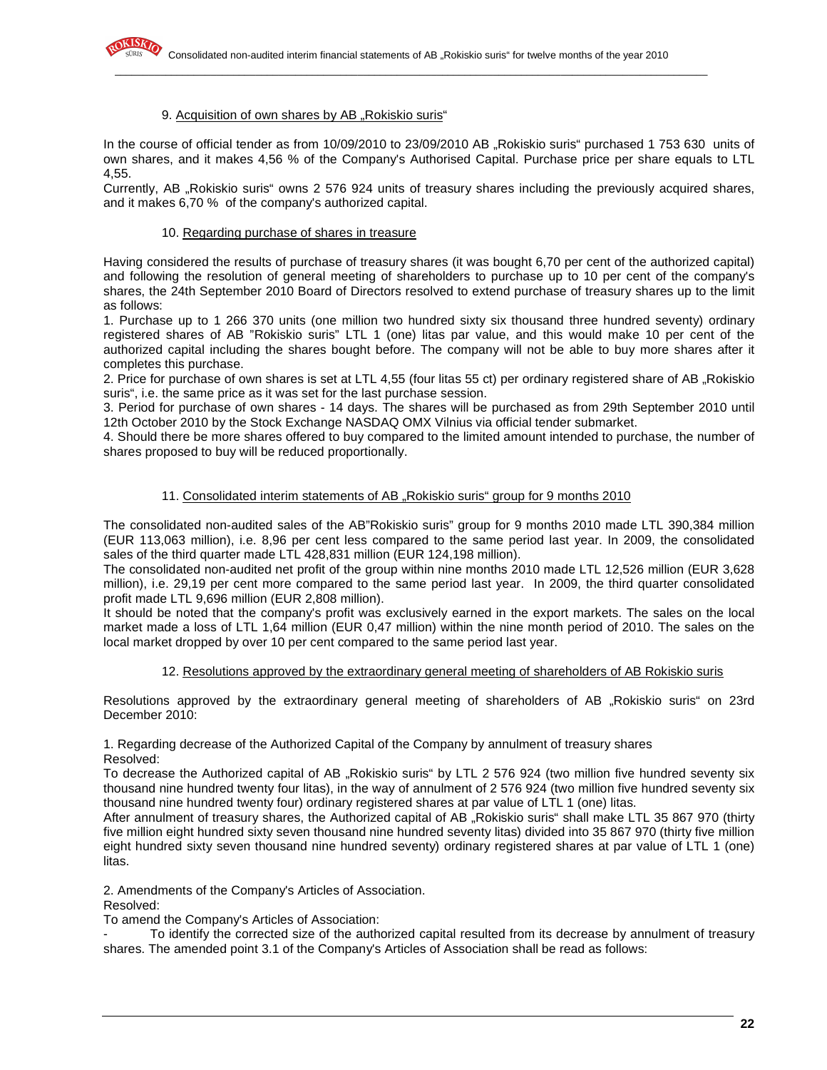### 9. Acquisition of own shares by AB „Rokiskio suris"

In the course of official tender as from 10/09/2010 to 23/09/2010 AB „Rokiskio suris" purchased 1 753 630 units of own shares, and it makes 4,56 % of the Company's Authorised Capital. Purchase price per share equals to LTL 4,55.

Currently, AB „Rokiskio suris" owns 2 576 924 units of treasury shares including the previously acquired shares, and it makes 6,70 % of the company's authorized capital.

### 10. Regarding purchase of shares in treasure

Having considered the results of purchase of treasury shares (it was bought 6,70 per cent of the authorized capital) and following the resolution of general meeting of shareholders to purchase up to 10 per cent of the company's shares, the 24th September 2010 Board of Directors resolved to extend purchase of treasury shares up to the limit as follows:

1. Purchase up to 1 266 370 units (one million two hundred sixty six thousand three hundred seventy) ordinary registered shares of AB "Rokiskio suris" LTL 1 (one) litas par value, and this would make 10 per cent of the authorized capital including the shares bought before. The company will not be able to buy more shares after it completes this purchase.
2. Price for purchase of own shares is set at LTL 4,55 (four litas 55 ct) per ordinary registered share of AB „Rokiskio suris", i.e. the same price as it was set for the last purchase session.
3. Period for purchase of own shares - 14 days. The shares will be purchased as from 29th September 2010 until 12th October 2010 by the Stock Exchange NASDAQ OMX Vilnius via official tender submarket.
4. Should there be more shares offered to buy compared to the limited amount intended to purchase, the number of shares proposed to buy will be reduced proportionally.

### 11. Consolidated interim statements of AB „Rokiskio suris" group for 9 months 2010

The consolidated non-audited sales of the AB"Rokiskio suris" group for 9 months 2010 made LTL 390,384 million (EUR 113,063 million), i.e. 8,96 per cent less compared to the same period last year. In 2009, the consolidated sales of the third quarter made LTL 428,831 million (EUR 124,198 million).

The consolidated non-audited net profit of the group within nine months 2010 made LTL 12,526 million (EUR 3,628 million), i.e. 29,19 per cent more compared to the same period last year. In 2009, the third quarter consolidated profit made LTL 9,696 million (EUR 2,808 million).

It should be noted that the company's profit was exclusively earned in the export markets. The sales on the local market made a loss of LTL 1,64 million (EUR 0,47 million) within the nine month period of 2010. The sales on the local market dropped by over 10 per cent compared to the same period last year.

### 12. Resolutions approved by the extraordinary general meeting of shareholders of AB Rokiskio suris

Resolutions approved by the extraordinary general meeting of shareholders of AB „Rokiskio suris" on 23rd December 2010:

1. Regarding decrease of the Authorized Capital of the Company by annulment of treasury shares

Resolved:

To decrease the Authorized capital of AB „Rokiskio suris" by LTL 2 576 924 (two million five hundred seventy six thousand nine hundred twenty four litas), in the way of annulment of 2 576 924 (two million five hundred seventy six thousand nine hundred twenty four) ordinary registered shares at par value of LTL 1 (one) litas.

After annulment of treasury shares, the Authorized capital of AB „Rokiskio suris" shall make LTL 35 867 970 (thirty five million eight hundred sixty seven thousand nine hundred seventy litas) divided into 35 867 970 (thirty five million eight hundred sixty seven thousand nine hundred seventy) ordinary registered shares at par value of LTL 1 (one) litas.

2. Amendments of the Company's Articles of Association.

Resolved:

To amend the Company's Articles of Association:

- To identify the corrected size of the authorized capital resulted from its decrease by annulment of treasury shares. The amended point 3.1 of the Company's Articles of Association shall be read as follows: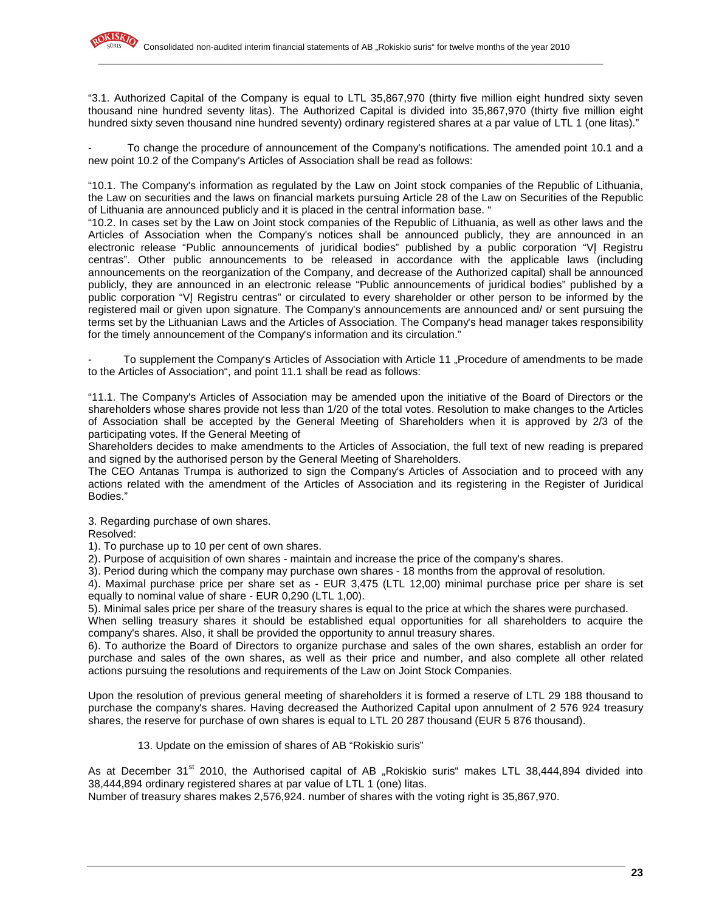"3.1. Authorized Capital of the Company is equal to LTL 35,867,970 (thirty five million eight hundred sixty seven thousand nine hundred seventy litas). The Authorized Capital is divided into 35,867,970 (thirty five million eight hundred sixty seven thousand nine hundred seventy) ordinary registered shares at a par value of LTL 1 (one litas)."

- To change the procedure of announcement of the Company's notifications. The amended point 10.1 and a new point 10.2 of the Company's Articles of Association shall be read as follows:

"10.1. The Company's information as regulated by the Law on Joint stock companies of the Republic of Lithuania, the Law on securities and the laws on financial markets pursuing Article 28 of the Law on Securities of the Republic of Lithuania are announced publicly and it is placed in the central information base. "

"10.2. In cases set by the Law on Joint stock companies of the Republic of Lithuania, as well as other laws and the Articles of Association when the Company's notices shall be announced publicly, they are announced in an electronic release "Public announcements of juridical bodies" published by a public corporation "VĮ Registru centras". Other public announcements to be released in accordance with the applicable laws (including announcements on the reorganization of the Company, and decrease of the Authorized capital) shall be announced publicly, they are announced in an electronic release "Public announcements of juridical bodies" published by a public corporation "VĮ Registru centras" or circulated to every shareholder or other person to be informed by the registered mail or given upon signature. The Company's announcements are announced and/ or sent pursuing the terms set by the Lithuanian Laws and the Articles of Association. The Company's head manager takes responsibility for the timely announcement of the Company's information and its circulation."

- To supplement the Company's Articles of Association with Article 11 „Procedure of amendments to be made to the Articles of Association", and point 11.1 shall be read as follows:

"11.1. The Company's Articles of Association may be amended upon the initiative of the Board of Directors or the shareholders whose shares provide not less than 1/20 of the total votes. Resolution to make changes to the Articles of Association shall be accepted by the General Meeting of Shareholders when it is approved by 2/3 of the participating votes. If the General Meeting of
Shareholders decides to make amendments to the Articles of Association, the full text of new reading is prepared and signed by the authorised person by the General Meeting of Shareholders.
The CEO Antanas Trumpa is authorized to sign the Company's Articles of Association and to proceed with any actions related with the amendment of the Articles of Association and its registering in the Register of Juridical Bodies."

3. Regarding purchase of own shares.
Resolved:
1). To purchase up to 10 per cent of own shares.
2). Purpose of acquisition of own shares - maintain and increase the price of the company's shares.
3). Period during which the company may purchase own shares - 18 months from the approval of resolution.
4). Maximal purchase price per share set as - EUR 3,475 (LTL 12,00) minimal purchase price per share is set equally to nominal value of share - EUR 0,290 (LTL 1,00).
5). Minimal sales price per share of the treasury shares is equal to the price at which the shares were purchased.
When selling treasury shares it should be established equal opportunities for all shareholders to acquire the company's shares. Also, it shall be provided the opportunity to annul treasury shares.
6). To authorize the Board of Directors to organize purchase and sales of the own shares, establish an order for purchase and sales of the own shares, as well as their price and number, and also complete all other related actions pursuing the resolutions and requirements of the Law on Joint Stock Companies.

Upon the resolution of previous general meeting of shareholders it is formed a reserve of LTL 29 188 thousand to purchase the company's shares. Having decreased the Authorized Capital upon annulment of 2 576 924 treasury shares, the reserve for purchase of own shares is equal to LTL 20 287 thousand (EUR 5 876 thousand).

## 13. Update on the emission of shares of AB "Rokiskio suris"

As at December 31[st] 2010, the Authorised capital of AB „Rokiskio suris" makes LTL 38,444,894 divided into 38,444,894 ordinary registered shares at par value of LTL 1 (one) litas.
Number of treasury shares makes 2,576,924. number of shares with the voting right is 35,867,970.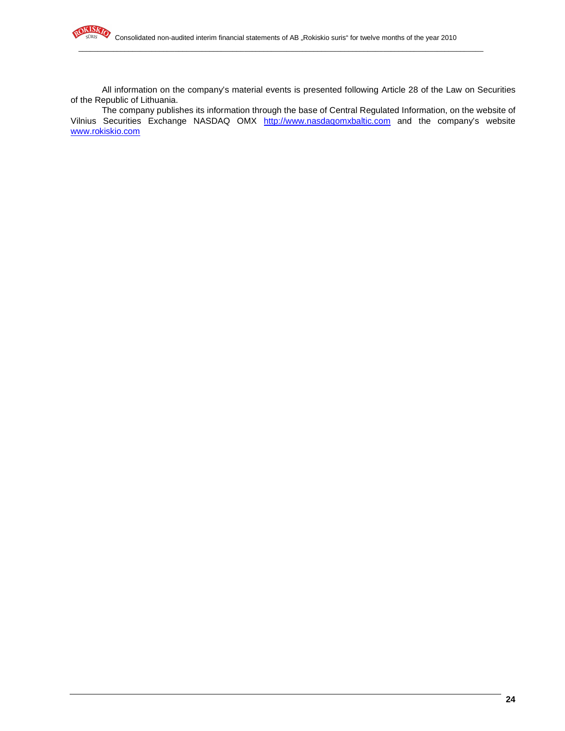All information on the company's material events is presented following Article 28 of the Law on Securities of the Republic of Lithuania.

The company publishes its information through the base of Central Regulated Information, on the website of Vilnius Securities Exchange NASDAQ OMX http://www.nasdaqomxbaltic.com and the company's website www.rokiskio.com